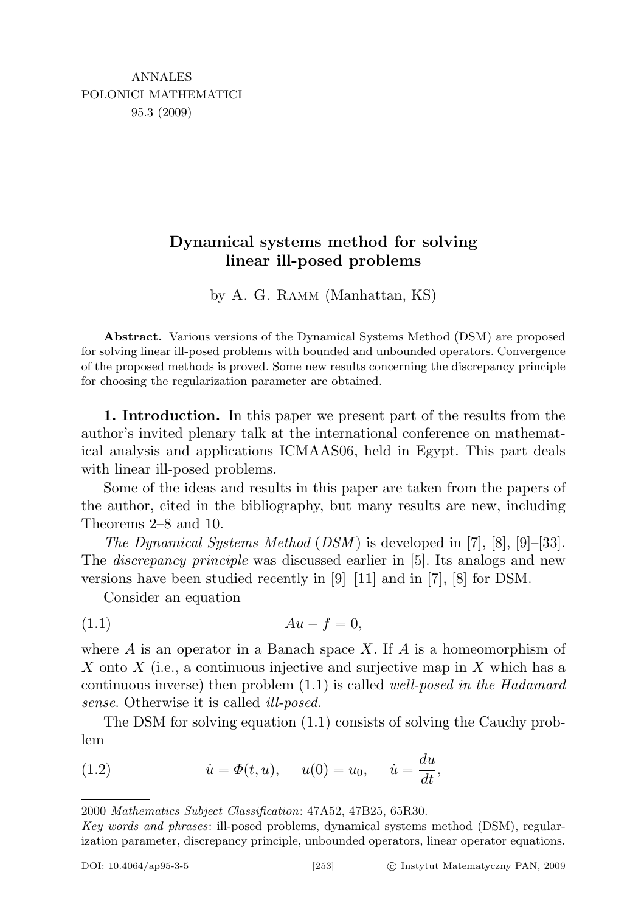ANNALES
POLONICI MATHEMATICI
95.3 (2009)

# Dynamical systems method for solving linear ill-posed problems

by A. G. Ramm (Manhattan, KS)

**Abstract.** Various versions of the Dynamical Systems Method (DSM) are proposed for solving linear ill-posed problems with bounded and unbounded operators. Convergence of the proposed methods is proved. Some new results concerning the discrepancy principle for choosing the regularization parameter are obtained.

**1. Introduction.** In this paper we present part of the results from the author's invited plenary talk at the international conference on mathematical analysis and applications ICMAAS06, held in Egypt. This part deals with linear ill-posed problems.

Some of the ideas and results in this paper are taken from the papers of the author, cited in the bibliography, but many results are new, including Theorems 2–8 and 10.

*The Dynamical Systems Method* (*DSM*) is developed in [7], [8], [9]–[33]. The *discrepancy principle* was discussed earlier in [5]. Its analogs and new versions have been studied recently in [9]–[11] and in [7], [8] for DSM.

Consider an equation

$$Au - f = 0, \tag{1.1}$$

where $A$ is an operator in a Banach space $X$. If $A$ is a homeomorphism of $X$ onto $X$ (i.e., a continuous injective and surjective map in $X$ which has a continuous inverse) then problem (1.1) is called *well-posed in the Hadamard sense*. Otherwise it is called *ill-posed*.

The DSM for solving equation (1.1) consists of solving the Cauchy problem

$$\dot{u} = \Phi(t, u), \quad u(0) = u_0, \quad \dot{u} = \frac{du}{dt}, \tag{1.2}$$

---

2000 *Mathematics Subject Classification*: 47A52, 47B25, 65R30.

*Key words and phrases*: ill-posed problems, dynamical systems method (DSM), regularization parameter, discrepancy principle, unbounded operators, linear operator equations.

DOI: 10.4064/ap95-3-5 © Instytut Matematyczny PAN, 2009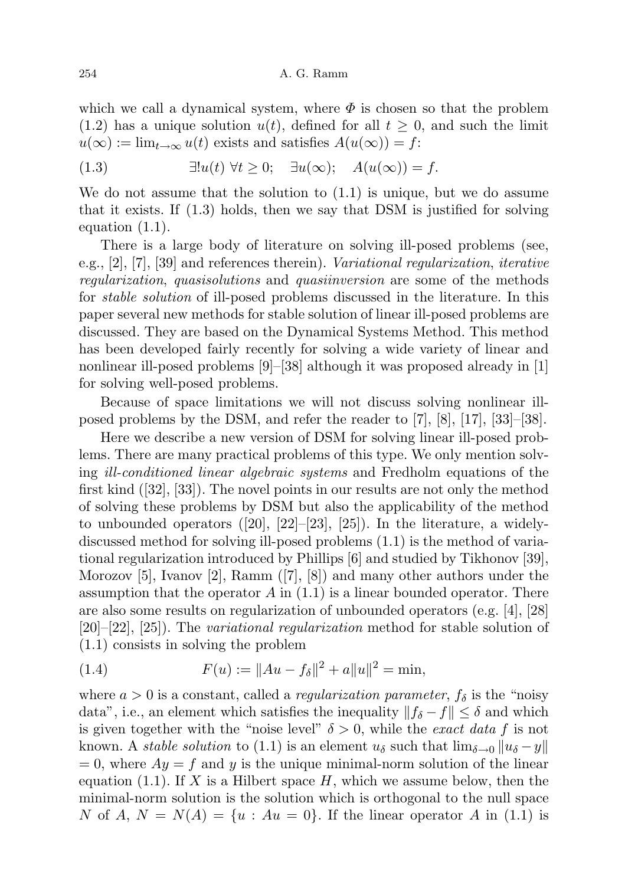which we call a dynamical system, where $\Phi$ is chosen so that the problem (1.2) has a unique solution $u(t)$, defined for all $t \geq 0$, and such the limit $u(\infty) := \lim_{t\to\infty} u(t)$ exists and satisfies $A(u(\infty)) = f$:

$$\exists! u(t)\ \forall t \geq 0; \quad \exists u(\infty); \quad A(u(\infty)) = f. \tag{1.3}$$

We do not assume that the solution to (1.1) is unique, but we do assume that it exists. If (1.3) holds, then we say that DSM is justified for solving equation (1.1).

There is a large body of literature on solving ill-posed problems (see, e.g., [2], [7], [39] and references therein). *Variational regularization*, *iterative regularization*, *quasisolutions* and *quasiinversion* are some of the methods for *stable solution* of ill-posed problems discussed in the literature. In this paper several new methods for stable solution of linear ill-posed problems are discussed. They are based on the Dynamical Systems Method. This method has been developed fairly recently for solving a wide variety of linear and nonlinear ill-posed problems [9]–[38] although it was proposed already in [1] for solving well-posed problems.

Because of space limitations we will not discuss solving nonlinear ill-posed problems by the DSM, and refer the reader to [7], [8], [17], [33]–[38].

Here we describe a new version of DSM for solving linear ill-posed problems. There are many practical problems of this type. We only mention solving *ill-conditioned linear algebraic systems* and Fredholm equations of the first kind ([32], [33]). The novel points in our results are not only the method of solving these problems by DSM but also the applicability of the method to unbounded operators ([20], [22]–[23], [25]). In the literature, a widely-discussed method for solving ill-posed problems (1.1) is the method of variational regularization introduced by Phillips [6] and studied by Tikhonov [39], Morozov [5], Ivanov [2], Ramm ([7], [8]) and many other authors under the assumption that the operator $A$ in (1.1) is a linear bounded operator. There are also some results on regularization of unbounded operators (e.g. [4], [28] [20]–[22], [25]). The *variational regularization* method for stable solution of (1.1) consists in solving the problem

$$F(u) := \|Au - f_\delta\|^2 + a\|u\|^2 = \min, \tag{1.4}$$

where $a > 0$ is a constant, called a *regularization parameter*, $f_\delta$ is the "noisy data", i.e., an element which satisfies the inequality $\|f_\delta - f\| \leq \delta$ and which is given together with the "noise level" $\delta > 0$, while the *exact data* $f$ is not known. A *stable solution* to (1.1) is an element $u_\delta$ such that $\lim_{\delta\to 0} \|u_\delta - y\| = 0$, where $Ay = f$ and $y$ is the unique minimal-norm solution of the linear equation (1.1). If $X$ is a Hilbert space $H$, which we assume below, then the minimal-norm solution is the solution which is orthogonal to the null space $N$ of $A$, $N = N(A) = \{u : Au = 0\}$. If the linear operator $A$ in (1.1) is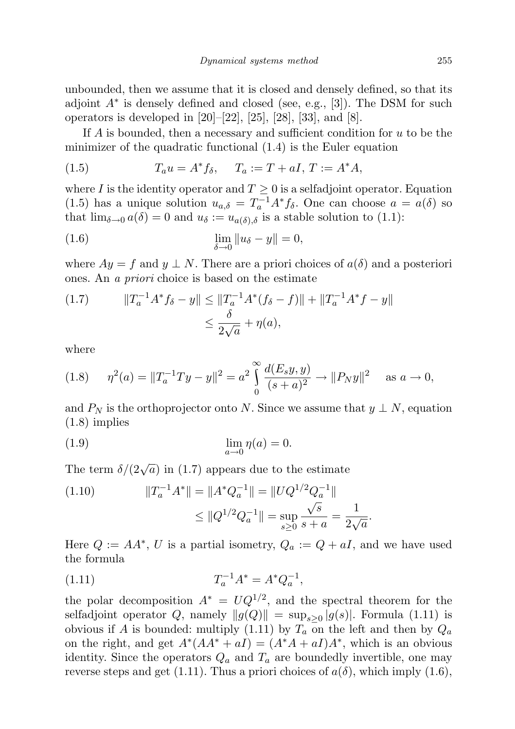unbounded, then we assume that it is closed and densely defined, so that its adjoint $A^*$ is densely defined and closed (see, e.g., [3]). The DSM for such operators is developed in [20]–[22], [25], [28], [33], and [8].

If $A$ is bounded, then a necessary and sufficient condition for $u$ to be the minimizer of the quadratic functional (1.4) is the Euler equation

$$T_a u = A^* f_\delta, \quad T_a := T + aI,\ T := A^*A, \tag{1.5}$$

where $I$ is the identity operator and $T \geq 0$ is a selfadjoint operator. Equation (1.5) has a unique solution $u_{a,\delta} = T_a^{-1} A^* f_\delta$. One can choose $a = a(\delta)$ so that $\lim_{\delta\to 0} a(\delta) = 0$ and $u_\delta := u_{a(\delta),\delta}$ is a stable solution to (1.1):

$$\lim_{\delta\to 0} \|u_\delta - y\| = 0, \tag{1.6}$$

where $Ay = f$ and $y \perp N$. There are a priori choices of $a(\delta)$ and a posteriori ones. An *a priori* choice is based on the estimate

$$\begin{aligned} \|T_a^{-1} A^* f_\delta - y\| &\leq \|T_a^{-1} A^*(f_\delta - f)\| + \|T_a^{-1} A^* f - y\| \\ &\leq \frac{\delta}{2\sqrt{a}} + \eta(a), \end{aligned} \tag{1.7}$$

where

$$\eta^2(a) = \|T_a^{-1} T y - y\|^2 = a^2 \int_0^\infty \frac{d(E_s y, y)}{(s+a)^2} \to \|P_N y\|^2 \quad \text{as } a \to 0, \tag{1.8}$$

and $P_N$ is the orthoprojector onto $N$. Since we assume that $y \perp N$, equation (1.8) implies

$$\lim_{a\to 0} \eta(a) = 0. \tag{1.9}$$

The term $\delta/(2\sqrt{a})$ in (1.7) appears due to the estimate

$$\begin{aligned} \|T_a^{-1} A^*\| &= \|A^* Q_a^{-1}\| = \|U Q^{1/2} Q_a^{-1}\| \\ &\leq \|Q^{1/2} Q_a^{-1}\| = \sup_{s\geq 0} \frac{\sqrt{s}}{s+a} = \frac{1}{2\sqrt{a}}. \end{aligned} \tag{1.10}$$

Here $Q := AA^*$, $U$ is a partial isometry, $Q_a := Q + aI$, and we have used the formula

$$T_a^{-1} A^* = A^* Q_a^{-1}, \tag{1.11}$$

the polar decomposition $A^* = UQ^{1/2}$, and the spectral theorem for the selfadjoint operator $Q$, namely $\|g(Q)\| = \sup_{s\geq 0} |g(s)|$. Formula (1.11) is obvious if $A$ is bounded: multiply (1.11) by $T_a$ on the left and then by $Q_a$ on the right, and get $A^*(AA^* + aI) = (A^*A + aI)A^*$, which is an obvious identity. Since the operators $Q_a$ and $T_a$ are boundedly invertible, one may reverse steps and get (1.11). Thus a priori choices of $a(\delta)$, which imply (1.6),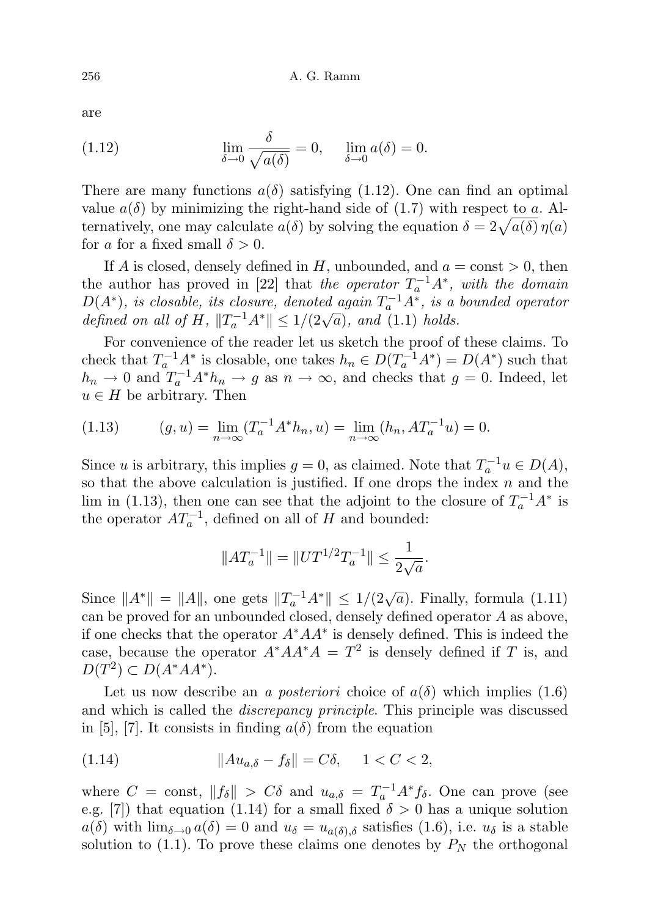are

$$\lim_{\delta\to 0}\frac{\delta}{\sqrt{a(\delta)}}=0,\qquad \lim_{\delta\to 0}a(\delta)=0. \tag{1.12}$$

There are many functions $a(\delta)$ satisfying (1.12). One can find an optimal value $a(\delta)$ by minimizing the right-hand side of (1.7) with respect to $a$. Alternatively, one may calculate $a(\delta)$ by solving the equation $\delta = 2\sqrt{a(\delta)}\,\eta(a)$ for $a$ for a fixed small $\delta > 0$.

If $A$ is closed, densely defined in $H$, unbounded, and $a = \text{const} > 0$, then the author has proved in [22] that *the operator $T_a^{-1}A^*$, with the domain $D(A^*)$, is closable, its closure, denoted again $T_a^{-1}A^*$, is a bounded operator defined on all of $H$, $\|T_a^{-1}A^*\| \le 1/(2\sqrt{a})$, and* (1.1) *holds.*

For convenience of the reader let us sketch the proof of these claims. To check that $T_a^{-1}A^*$ is closable, one takes $h_n \in D(T_a^{-1}A^*) = D(A^*)$ such that $h_n \to 0$ and $T_a^{-1}A^*h_n \to g$ as $n \to \infty$, and checks that $g = 0$. Indeed, let $u \in H$ be arbitrary. Then

$$(g,u)=\lim_{n\to\infty}(T_a^{-1}A^*h_n,u)=\lim_{n\to\infty}(h_n,AT_a^{-1}u)=0. \tag{1.13}$$

Since $u$ is arbitrary, this implies $g = 0$, as claimed. Note that $T_a^{-1}u \in D(A)$, so that the above calculation is justified. If one drops the index $n$ and the lim in (1.13), then one can see that the adjoint to the closure of $T_a^{-1}A^*$ is the operator $AT_a^{-1}$, defined on all of $H$ and bounded:

$$\|AT_a^{-1}\| = \|UT^{1/2}T_a^{-1}\| \le \frac{1}{2\sqrt{a}}.$$

Since $\|A^*\| = \|A\|$, one gets $\|T_a^{-1}A^*\| \le 1/(2\sqrt{a})$. Finally, formula (1.11) can be proved for an unbounded closed, densely defined operator $A$ as above, if one checks that the operator $A^*AA^*$ is densely defined. This is indeed the case, because the operator $A^*AA^*A = T^2$ is densely defined if $T$ is, and $D(T^2) \subset D(A^*AA^*)$.

Let us now describe an *a posteriori* choice of $a(\delta)$ which implies (1.6) and which is called the *discrepancy principle*. This principle was discussed in [5], [7]. It consists in finding $a(\delta)$ from the equation

$$\|Au_{a,\delta} - f_\delta\| = C\delta,\qquad 1 < C < 2, \tag{1.14}$$

where $C = \text{const}$, $\|f_\delta\| > C\delta$ and $u_{a,\delta} = T_a^{-1}A^*f_\delta$. One can prove (see e.g. [7]) that equation (1.14) for a small fixed $\delta > 0$ has a unique solution $a(\delta)$ with $\lim_{\delta\to 0} a(\delta) = 0$ and $u_\delta = u_{a(\delta),\delta}$ satisfies (1.6), i.e. $u_\delta$ is a stable solution to (1.1). To prove these claims one denotes by $P_N$ the orthogonal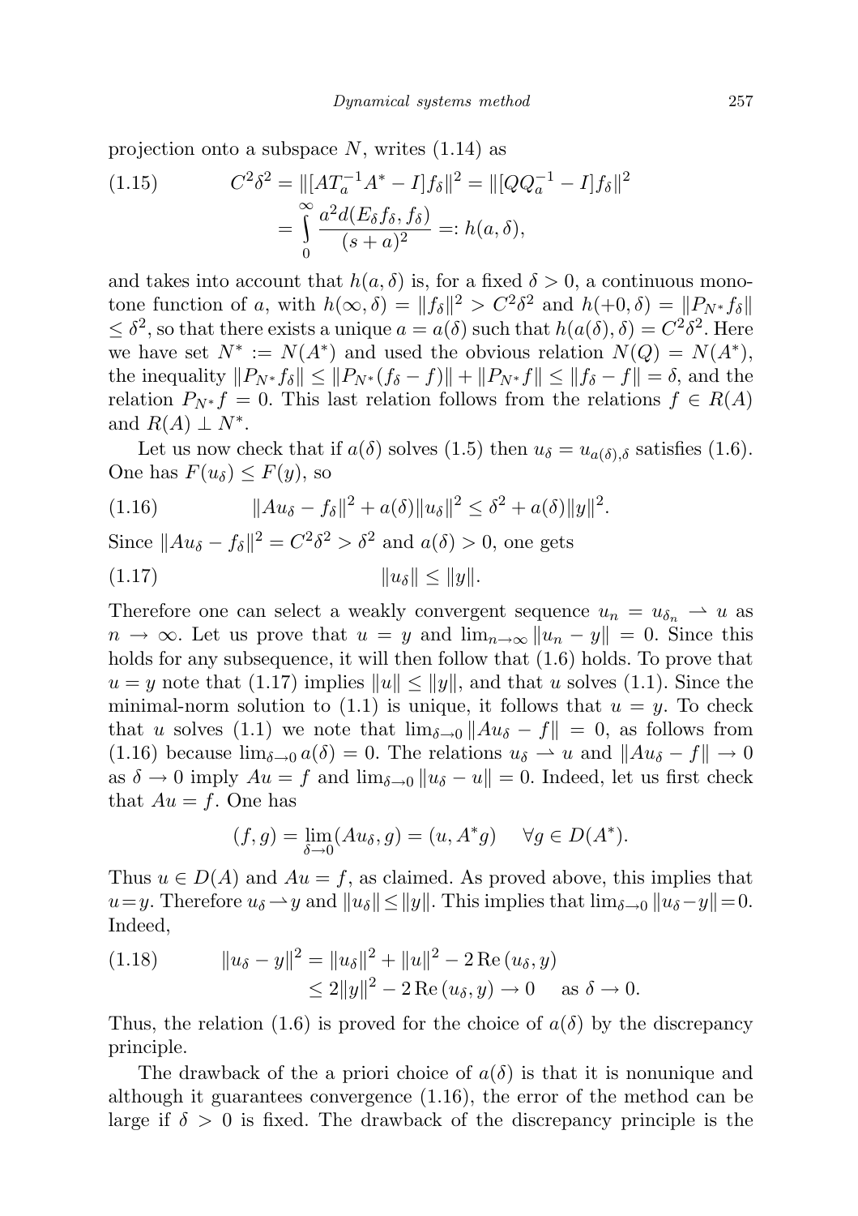projection onto a subspace $N$, writes (1.14) as

$$
\begin{aligned}
(1.15) \qquad C^2\delta^2 &= \|[AT_a^{-1}A^* - I]f_\delta\|^2 = \|[QQ_a^{-1} - I]f_\delta\|^2 \\
&= \int_0^\infty \frac{a^2 d(E_\delta f_\delta, f_\delta)}{(s+a)^2} =: h(a,\delta),
\end{aligned}
$$

and takes into account that $h(a,\delta)$ is, for a fixed $\delta > 0$, a continuous monotone function of $a$, with $h(\infty,\delta) = \|f_\delta\|^2 > C^2\delta^2$ and $h(+0,\delta) = \|P_{N^*}f_\delta\| \le \delta^2$, so that there exists a unique $a = a(\delta)$ such that $h(a(\delta),\delta) = C^2\delta^2$. Here we have set $N^* := N(A^*)$ and used the obvious relation $N(Q) = N(A^*)$, the inequality $\|P_{N^*}f_\delta\| \le \|P_{N^*}(f_\delta - f)\| + \|P_{N^*}f\| \le \|f_\delta - f\| = \delta$, and the relation $P_{N^*}f = 0$. This last relation follows from the relations $f \in R(A)$ and $R(A) \perp N^*$.

Let us now check that if $a(\delta)$ solves (1.5) then $u_\delta = u_{a(\delta),\delta}$ satisfies (1.6). One has $F(u_\delta) \le F(y)$, so

$$
(1.16) \qquad \|Au_\delta - f_\delta\|^2 + a(\delta)\|u_\delta\|^2 \le \delta^2 + a(\delta)\|y\|^2.
$$

Since $\|Au_\delta - f_\delta\|^2 = C^2\delta^2 > \delta^2$ and $a(\delta) > 0$, one gets

$$
(1.17) \qquad \|u_\delta\| \le \|y\|.
$$

Therefore one can select a weakly convergent sequence $u_n = u_{\delta_n} \rightharpoonup u$ as $n \to \infty$. Let us prove that $u = y$ and $\lim_{n\to\infty} \|u_n - y\| = 0$. Since this holds for any subsequence, it will then follow that (1.6) holds. To prove that $u = y$ note that (1.17) implies $\|u\| \le \|y\|$, and that $u$ solves (1.1). Since the minimal-norm solution to (1.1) is unique, it follows that $u = y$. To check that $u$ solves (1.1) we note that $\lim_{\delta\to 0} \|Au_\delta - f\| = 0$, as follows from (1.16) because $\lim_{\delta\to 0} a(\delta) = 0$. The relations $u_\delta \rightharpoonup u$ and $\|Au_\delta - f\| \to 0$ as $\delta \to 0$ imply $Au = f$ and $\lim_{\delta\to 0} \|u_\delta - u\| = 0$. Indeed, let us first check that $Au = f$. One has

$$
(f,g) = \lim_{\delta\to 0}(Au_\delta, g) = (u, A^*g) \quad \forall g \in D(A^*).
$$

Thus $u \in D(A)$ and $Au = f$, as claimed. As proved above, this implies that $u = y$. Therefore $u_\delta \rightharpoonup y$ and $\|u_\delta\| \le \|y\|$. This implies that $\lim_{\delta\to 0} \|u_\delta - y\| = 0$. Indeed,

$$
\begin{aligned}
(1.18) \qquad \|u_\delta - y\|^2 &= \|u_\delta\|^2 + \|u\|^2 - 2\,\mathrm{Re}\,(u_\delta, y) \\
&\le 2\|y\|^2 - 2\,\mathrm{Re}\,(u_\delta, y) \to 0 \quad \text{as } \delta \to 0.
\end{aligned}
$$

Thus, the relation (1.6) is proved for the choice of $a(\delta)$ by the discrepancy principle.

The drawback of the a priori choice of $a(\delta)$ is that it is nonunique and although it guarantees convergence (1.16), the error of the method can be large if $\delta > 0$ is fixed. The drawback of the discrepancy principle is the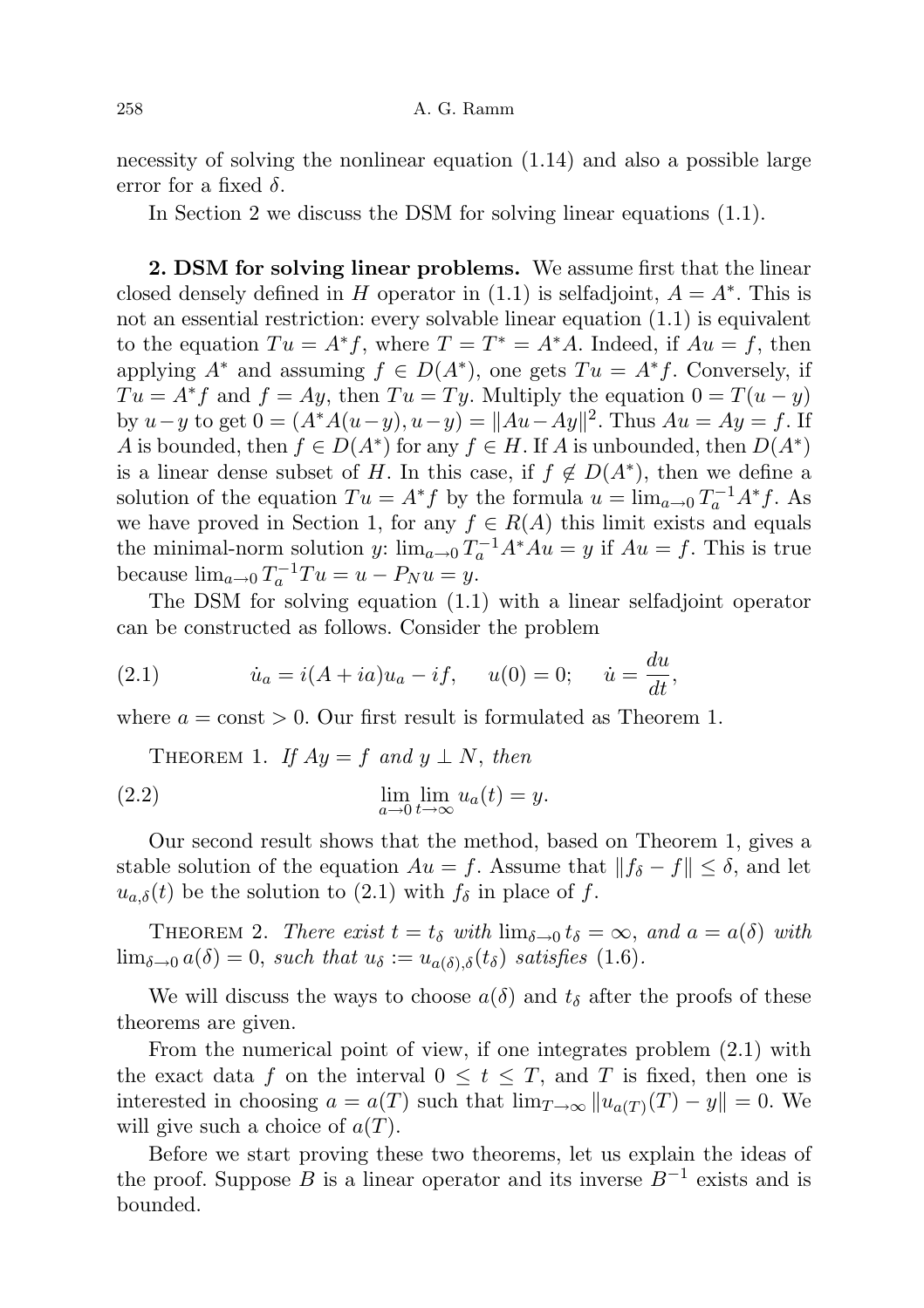necessity of solving the nonlinear equation (1.14) and also a possible large error for a fixed $\delta$.

In Section 2 we discuss the DSM for solving linear equations (1.1).

## 2. DSM for solving linear problems.

We assume first that the linear closed densely defined in $H$ operator in (1.1) is selfadjoint, $A = A^*$. This is not an essential restriction: every solvable linear equation (1.1) is equivalent to the equation $Tu = A^*f$, where $T = T^* = A^*A$. Indeed, if $Au = f$, then applying $A^*$ and assuming $f \in D(A^*)$, one gets $Tu = A^*f$. Conversely, if $Tu = A^*f$ and $f = Ay$, then $Tu = Ty$. Multiply the equation $0 = T(u-y)$ by $u-y$ to get $0 = (A^*A(u-y), u-y) = \|Au - Ay\|^2$. Thus $Au = Ay = f$. If $A$ is bounded, then $f \in D(A^*)$ for any $f \in H$. If $A$ is unbounded, then $D(A^*)$ is a linear dense subset of $H$. In this case, if $f \notin D(A^*)$, then we define a solution of the equation $Tu = A^*f$ by the formula $u = \lim_{a\to 0} T_a^{-1}A^*f$. As we have proved in Section 1, for any $f \in R(A)$ this limit exists and equals the minimal-norm solution $y$: $\lim_{a\to 0} T_a^{-1}A^*Au = y$ if $Au = f$. This is true because $\lim_{a\to 0} T_a^{-1}Tu = u - P_N u = y$.

The DSM for solving equation (1.1) with a linear selfadjoint operator can be constructed as follows. Consider the problem

$$\dot{u}_a = i(A + ia)u_a - if, \quad u(0) = 0; \quad \dot{u} = \frac{du}{dt}, \tag{2.1}$$

where $a = \text{const} > 0$. Our first result is formulated as Theorem 1.

THEOREM 1. *If $Ay = f$ and $y \perp N$, then*

$$\lim_{a\to 0} \lim_{t\to\infty} u_a(t) = y. \tag{2.2}$$

Our second result shows that the method, based on Theorem 1, gives a stable solution of the equation $Au = f$. Assume that $\|f_\delta - f\| \le \delta$, and let $u_{a,\delta}(t)$ be the solution to (2.1) with $f_\delta$ in place of $f$.

THEOREM 2. *There exist $t = t_\delta$ with $\lim_{\delta\to 0} t_\delta = \infty$, and $a = a(\delta)$ with $\lim_{\delta\to 0} a(\delta) = 0$, such that $u_\delta := u_{a(\delta),\delta}(t_\delta)$ satisfies* (1.6).

We will discuss the ways to choose $a(\delta)$ and $t_\delta$ after the proofs of these theorems are given.

From the numerical point of view, if one integrates problem (2.1) with the exact data $f$ on the interval $0 \le t \le T$, and $T$ is fixed, then one is interested in choosing $a = a(T)$ such that $\lim_{T\to\infty} \|u_{a(T)}(T) - y\| = 0$. We will give such a choice of $a(T)$.

Before we start proving these two theorems, let us explain the ideas of the proof. Suppose $B$ is a linear operator and its inverse $B^{-1}$ exists and is bounded.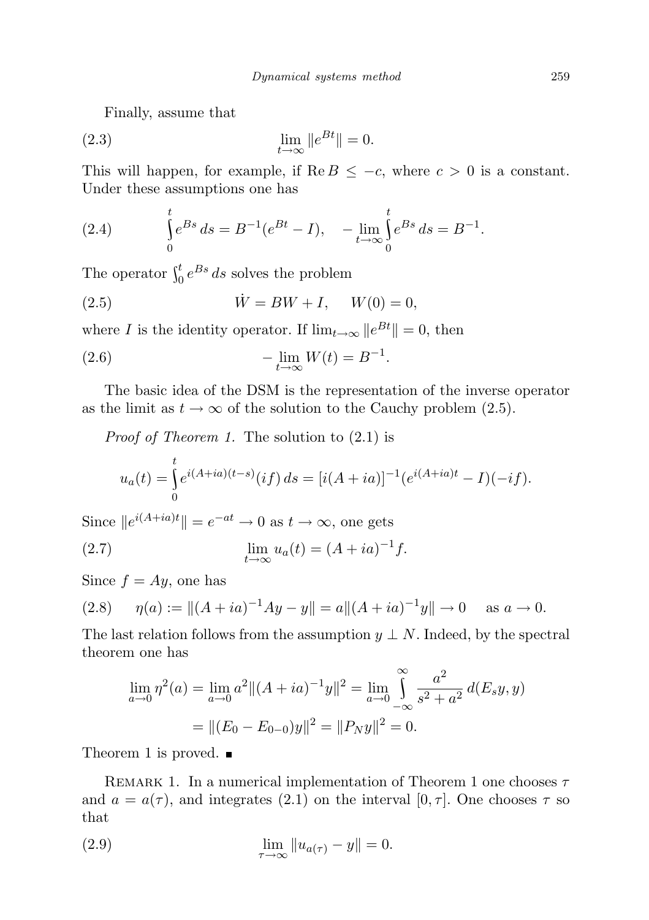Finally, assume that

$$\lim_{t\to\infty} \|e^{Bt}\| = 0. \tag{2.3}$$

This will happen, for example, if $\operatorname{Re} B \le -c$, where $c > 0$ is a constant. Under these assumptions one has

$$\int_0^t e^{Bs}\, ds = B^{-1}(e^{Bt} - I), \quad -\lim_{t\to\infty} \int_0^t e^{Bs}\, ds = B^{-1}. \tag{2.4}$$

The operator $\int_0^t e^{Bs}\, ds$ solves the problem

$$\dot{W} = BW + I, \quad W(0) = 0, \tag{2.5}$$

where $I$ is the identity operator. If $\lim_{t\to\infty} \|e^{Bt}\| = 0$, then

$$-\lim_{t\to\infty} W(t) = B^{-1}. \tag{2.6}$$

The basic idea of the DSM is the representation of the inverse operator as the limit as $t \to \infty$ of the solution to the Cauchy problem (2.5).

*Proof of Theorem 1.* The solution to (2.1) is

$$u_a(t) = \int_0^t e^{i(A+ia)(t-s)}(if)\, ds = [i(A+ia)]^{-1}(e^{i(A+ia)t} - I)(-if).$$

Since $\|e^{i(A+ia)t}\| = e^{-at} \to 0$ as $t \to \infty$, one gets

$$\lim_{t\to\infty} u_a(t) = (A+ia)^{-1} f. \tag{2.7}$$

Since $f = Ay$, one has

$$\eta(a) := \|(A+ia)^{-1}Ay - y\| = a\|(A+ia)^{-1}y\| \to 0 \quad \text{as } a \to 0. \tag{2.8}$$

The last relation follows from the assumption $y \perp N$. Indeed, by the spectral theorem one has

$$\begin{aligned}\lim_{a\to 0} \eta^2(a) &= \lim_{a\to 0} a^2 \|(A+ia)^{-1}y\|^2 = \lim_{a\to 0} \int_{-\infty}^{\infty} \frac{a^2}{s^2+a^2}\, d(E_s y, y) \\ &= \|(E_0 - E_{0-0})y\|^2 = \|P_N y\|^2 = 0.\end{aligned}$$

Theorem 1 is proved. ∎

Remark 1. In a numerical implementation of Theorem 1 one chooses $\tau$ and $a = a(\tau)$, and integrates (2.1) on the interval $[0, \tau]$. One chooses $\tau$ so that

$$\lim_{\tau\to\infty} \|u_{a(\tau)} - y\| = 0. \tag{2.9}$$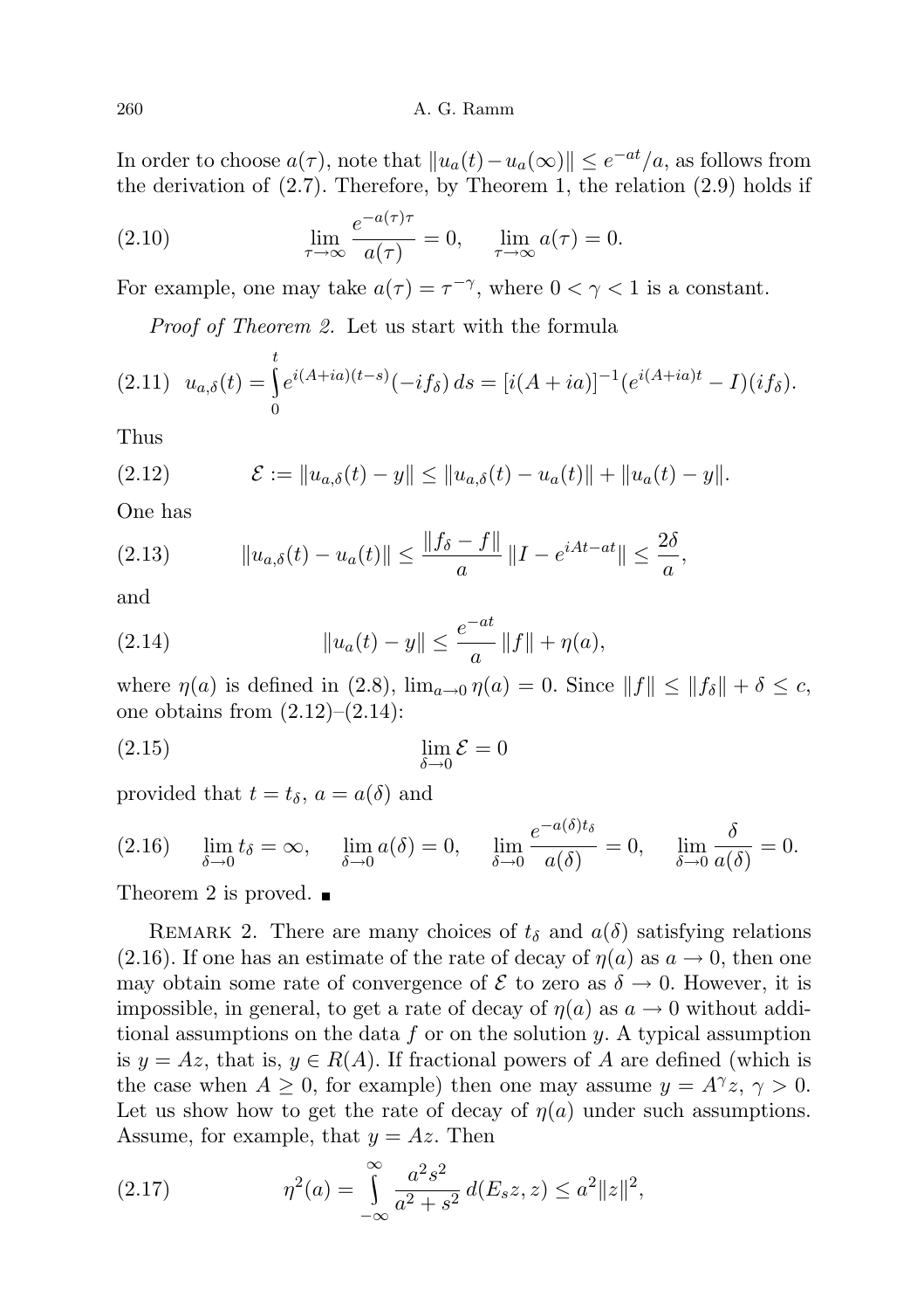In order to choose $a(\tau)$, note that $\|u_a(t) - u_a(\infty)\| \le e^{-at}/a$, as follows from the derivation of (2.7). Therefore, by Theorem 1, the relation (2.9) holds if

$$\lim_{\tau\to\infty} \frac{e^{-a(\tau)\tau}}{a(\tau)} = 0, \qquad \lim_{\tau\to\infty} a(\tau) = 0. \tag{2.10}$$

For example, one may take $a(\tau) = \tau^{-\gamma}$, where $0 < \gamma < 1$ is a constant.

*Proof of Theorem 2.* Let us start with the formula

$$u_{a,\delta}(t) = \int_0^t e^{i(A+ia)(t-s)}(-if_\delta)\, ds = [i(A+ia)]^{-1}(e^{i(A+ia)t} - I)(if_\delta). \tag{2.11}$$

Thus

$$\mathcal{E} := \|u_{a,\delta}(t) - y\| \le \|u_{a,\delta}(t) - u_a(t)\| + \|u_a(t) - y\|. \tag{2.12}$$

One has

$$\|u_{a,\delta}(t) - u_a(t)\| \le \frac{\|f_\delta - f\|}{a}\, \|I - e^{iAt-at}\| \le \frac{2\delta}{a}, \tag{2.13}$$

and

$$\|u_a(t) - y\| \le \frac{e^{-at}}{a}\, \|f\| + \eta(a), \tag{2.14}$$

where $\eta(a)$ is defined in (2.8), $\lim_{a\to 0}\eta(a) = 0$. Since $\|f\| \le \|f_\delta\| + \delta \le c$, one obtains from (2.12)–(2.14):

$$\lim_{\delta\to 0} \mathcal{E} = 0 \tag{2.15}$$

provided that $t = t_\delta$, $a = a(\delta)$ and

$$\lim_{\delta\to 0} t_\delta = \infty, \qquad \lim_{\delta\to 0} a(\delta) = 0, \qquad \lim_{\delta\to 0} \frac{e^{-a(\delta)t_\delta}}{a(\delta)} = 0, \qquad \lim_{\delta\to 0} \frac{\delta}{a(\delta)} = 0. \tag{2.16}$$

Theorem 2 is proved. ∎

Remark 2. There are many choices of $t_\delta$ and $a(\delta)$ satisfying relations (2.16). If one has an estimate of the rate of decay of $\eta(a)$ as $a \to 0$, then one may obtain some rate of convergence of $\mathcal{E}$ to zero as $\delta \to 0$. However, it is impossible, in general, to get a rate of decay of $\eta(a)$ as $a \to 0$ without additional assumptions on the data $f$ or on the solution $y$. A typical assumption is $y = Az$, that is, $y \in R(A)$. If fractional powers of $A$ are defined (which is the case when $A \ge 0$, for example) then one may assume $y = A^\gamma z$, $\gamma > 0$. Let us show how to get the rate of decay of $\eta(a)$ under such assumptions. Assume, for example, that $y = Az$. Then

$$\eta^2(a) = \int_{-\infty}^{\infty} \frac{a^2 s^2}{a^2 + s^2}\, d(E_s z, z) \le a^2 \|z\|^2, \tag{2.17}$$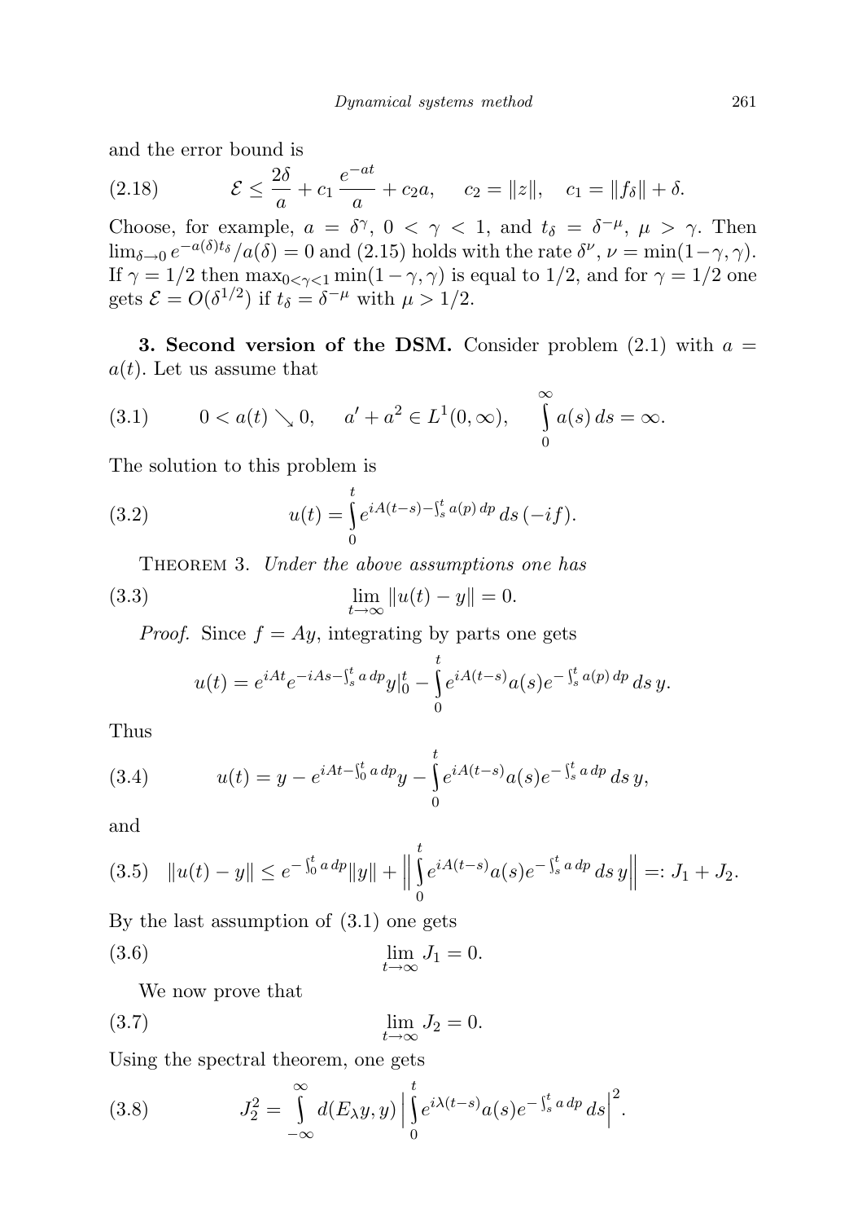and the error bound is

$$\mathcal{E} \le \frac{2\delta}{a} + c_1 \frac{e^{-at}}{a} + c_2 a, \quad c_2 = \|z\|, \quad c_1 = \|f_\delta\| + \delta. \tag{2.18}$$

Choose, for example, $a = \delta^\gamma$, $0 < \gamma < 1$, and $t_\delta = \delta^{-\mu}$, $\mu > \gamma$. Then $\lim_{\delta\to 0} e^{-a(\delta)t_\delta}/a(\delta) = 0$ and (2.15) holds with the rate $\delta^\nu$, $\nu = \min(1-\gamma, \gamma)$. If $\gamma = 1/2$ then $\max_{0<\gamma<1} \min(1-\gamma,\gamma)$ is equal to $1/2$, and for $\gamma = 1/2$ one gets $\mathcal{E} = O(\delta^{1/2})$ if $t_\delta = \delta^{-\mu}$ with $\mu > 1/2$.

**3. Second version of the DSM.** Consider problem (2.1) with $a = a(t)$. Let us assume that

$$0 < a(t) \searrow 0, \quad a' + a^2 \in L^1(0,\infty), \quad \int_0^\infty a(s)\, ds = \infty. \tag{3.1}$$

The solution to this problem is

$$u(t) = \int_0^t e^{iA(t-s) - \int_s^t a(p)\,dp}\, ds\, (-if). \tag{3.2}$$

Theorem 3. *Under the above assumptions one has*

$$\lim_{t\to\infty} \|u(t) - y\| = 0. \tag{3.3}$$

*Proof.* Since $f = Ay$, integrating by parts one gets

$$u(t) = e^{iAt} e^{-iAs - \int_s^t a\,dp} y|_0^t - \int_0^t e^{iA(t-s)} a(s) e^{-\int_s^t a(p)\,dp}\, ds\, y.$$

Thus

$$u(t) = y - e^{iAt - \int_0^t a\,dp} y - \int_0^t e^{iA(t-s)} a(s) e^{-\int_s^t a\,dp}\, ds\, y, \tag{3.4}$$

and

$$\|u(t) - y\| \le e^{-\int_0^t a\,dp}\|y\| + \left\| \int_0^t e^{iA(t-s)} a(s) e^{-\int_s^t a\,dp}\, ds\, y \right\| =: J_1 + J_2. \tag{3.5}$$

By the last assumption of (3.1) one gets

$$\lim_{t\to\infty} J_1 = 0. \tag{3.6}$$

We now prove that

$$\lim_{t\to\infty} J_2 = 0. \tag{3.7}$$

Using the spectral theorem, one gets

$$J_2^2 = \int_{-\infty}^{\infty} d(E_\lambda y, y) \left| \int_0^t e^{i\lambda(t-s)} a(s) e^{-\int_s^t a\,dp}\, ds \right|^2. \tag{3.8}$$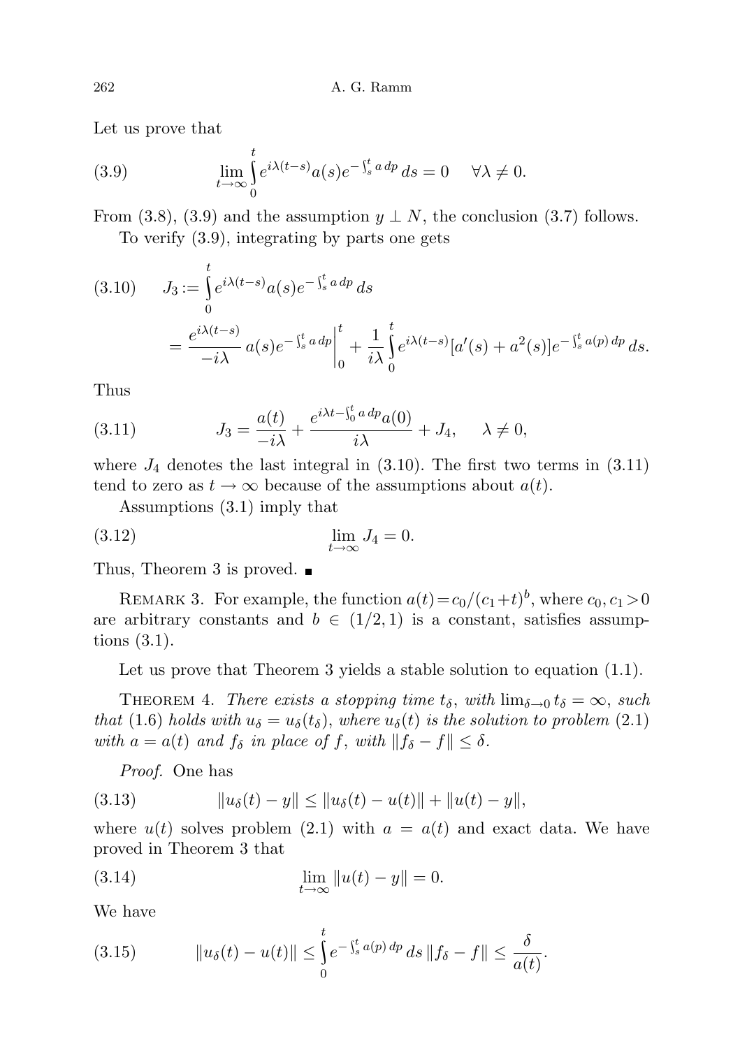Let us prove that

$$\lim_{t\to\infty} \int_0^t e^{i\lambda(t-s)} a(s) e^{-\int_s^t a\,dp}\,ds = 0 \quad \forall \lambda \neq 0. \tag{3.9}$$

From (3.8), (3.9) and the assumption $y \perp N$, the conclusion (3.7) follows.

To verify (3.9), integrating by parts one gets

$$\begin{aligned} J_3 &:= \int_0^t e^{i\lambda(t-s)} a(s) e^{-\int_s^t a\,dp}\,ds \\ &= \frac{e^{i\lambda(t-s)}}{-i\lambda}\, a(s) e^{-\int_s^t a\,dp}\Big|_0^t + \frac{1}{i\lambda}\int_0^t e^{i\lambda(t-s)}[a'(s) + a^2(s)] e^{-\int_s^t a(p)\,dp}\,ds. \end{aligned} \tag{3.10}$$

Thus

$$J_3 = \frac{a(t)}{-i\lambda} + \frac{e^{i\lambda t - \int_0^t a\,dp} a(0)}{i\lambda} + J_4, \qquad \lambda \neq 0, \tag{3.11}$$

where $J_4$ denotes the last integral in (3.10). The first two terms in (3.11) tend to zero as $t \to \infty$ because of the assumptions about $a(t)$.

Assumptions (3.1) imply that

$$\lim_{t\to\infty} J_4 = 0. \tag{3.12}$$

Thus, Theorem 3 is proved. ∎

REMARK 3. For example, the function $a(t) = c_0/(c_1+t)^b$, where $c_0, c_1 > 0$ are arbitrary constants and $b \in (1/2, 1)$ is a constant, satisfies assumptions (3.1).

Let us prove that Theorem 3 yields a stable solution to equation (1.1).

THEOREM 4. *There exists a stopping time $t_\delta$, with $\lim_{\delta\to 0} t_\delta = \infty$, such that* (1.6) *holds with $u_\delta = u_\delta(t_\delta)$, where $u_\delta(t)$ is the solution to problem* (2.1) *with $a = a(t)$ and $f_\delta$ in place of $f$, with $\|f_\delta - f\| \leq \delta$.*

*Proof.* One has

$$\|u_\delta(t) - y\| \leq \|u_\delta(t) - u(t)\| + \|u(t) - y\|, \tag{3.13}$$

where $u(t)$ solves problem (2.1) with $a = a(t)$ and exact data. We have proved in Theorem 3 that

$$\lim_{t\to\infty} \|u(t) - y\| = 0. \tag{3.14}$$

We have

$$\|u_\delta(t) - u(t)\| \leq \int_0^t e^{-\int_s^t a(p)\,dp}\,ds\, \|f_\delta - f\| \leq \frac{\delta}{a(t)}. \tag{3.15}$$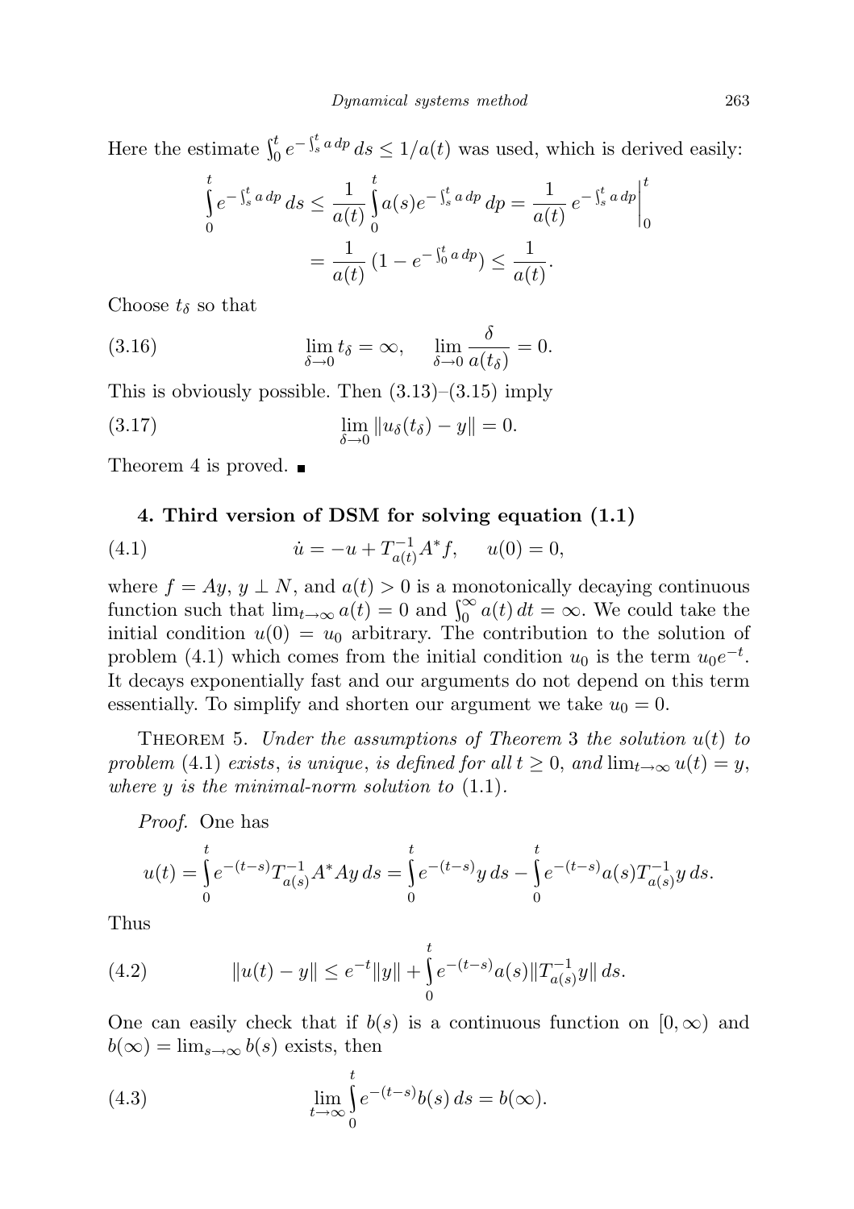Here the estimate $\int_0^t e^{-\int_s^t a\,dp}\,ds \le 1/a(t)$ was used, which is derived easily:

$$\int_0^t e^{-\int_s^t a\,dp}\,ds \le \frac{1}{a(t)}\int_0^t a(s)e^{-\int_s^t a\,dp}\,dp = \frac{1}{a(t)}\,e^{-\int_s^t a\,dp}\Big|_0^t$$
$$= \frac{1}{a(t)}\,(1-e^{-\int_0^t a\,dp}) \le \frac{1}{a(t)}.$$

Choose $t_\delta$ so that

$$\lim_{\delta\to 0} t_\delta = \infty, \qquad \lim_{\delta\to 0}\frac{\delta}{a(t_\delta)} = 0. \tag{3.16}$$

This is obviously possible. Then (3.13)–(3.15) imply

$$\lim_{\delta\to 0}\|u_\delta(t_\delta) - y\| = 0. \tag{3.17}$$

Theorem 4 is proved. ■

## 4. Third version of DSM for solving equation (1.1)

$$\dot u = -u + T^{-1}_{a(t)}A^*f, \qquad u(0)=0, \tag{4.1}$$

where $f = Ay$, $y \perp N$, and $a(t) > 0$ is a monotonically decaying continuous function such that $\lim_{t\to\infty} a(t) = 0$ and $\int_0^\infty a(t)\,dt = \infty$. We could take the initial condition $u(0) = u_0$ arbitrary. The contribution to the solution of problem (4.1) which comes from the initial condition $u_0$ is the term $u_0e^{-t}$. It decays exponentially fast and our arguments do not depend on this term essentially. To simplify and shorten our argument we take $u_0 = 0$.

THEOREM 5. *Under the assumptions of Theorem* 3 *the solution $u(t)$ to problem* (4.1) *exists, is unique, is defined for all $t \ge 0$, and $\lim_{t\to\infty} u(t) = y$, where $y$ is the minimal-norm solution to* (1.1).

*Proof.* One has

$$u(t) = \int_0^t e^{-(t-s)}T^{-1}_{a(s)}A^*Ay\,ds = \int_0^t e^{-(t-s)}y\,ds - \int_0^t e^{-(t-s)}a(s)T^{-1}_{a(s)}y\,ds.$$

Thus

$$\|u(t) - y\| \le e^{-t}\|y\| + \int_0^t e^{-(t-s)}a(s)\|T^{-1}_{a(s)}y\|\,ds. \tag{4.2}$$

One can easily check that if $b(s)$ is a continuous function on $[0,\infty)$ and $b(\infty) = \lim_{s\to\infty} b(s)$ exists, then

$$\lim_{t\to\infty}\int_0^t e^{-(t-s)}b(s)\,ds = b(\infty). \tag{4.3}$$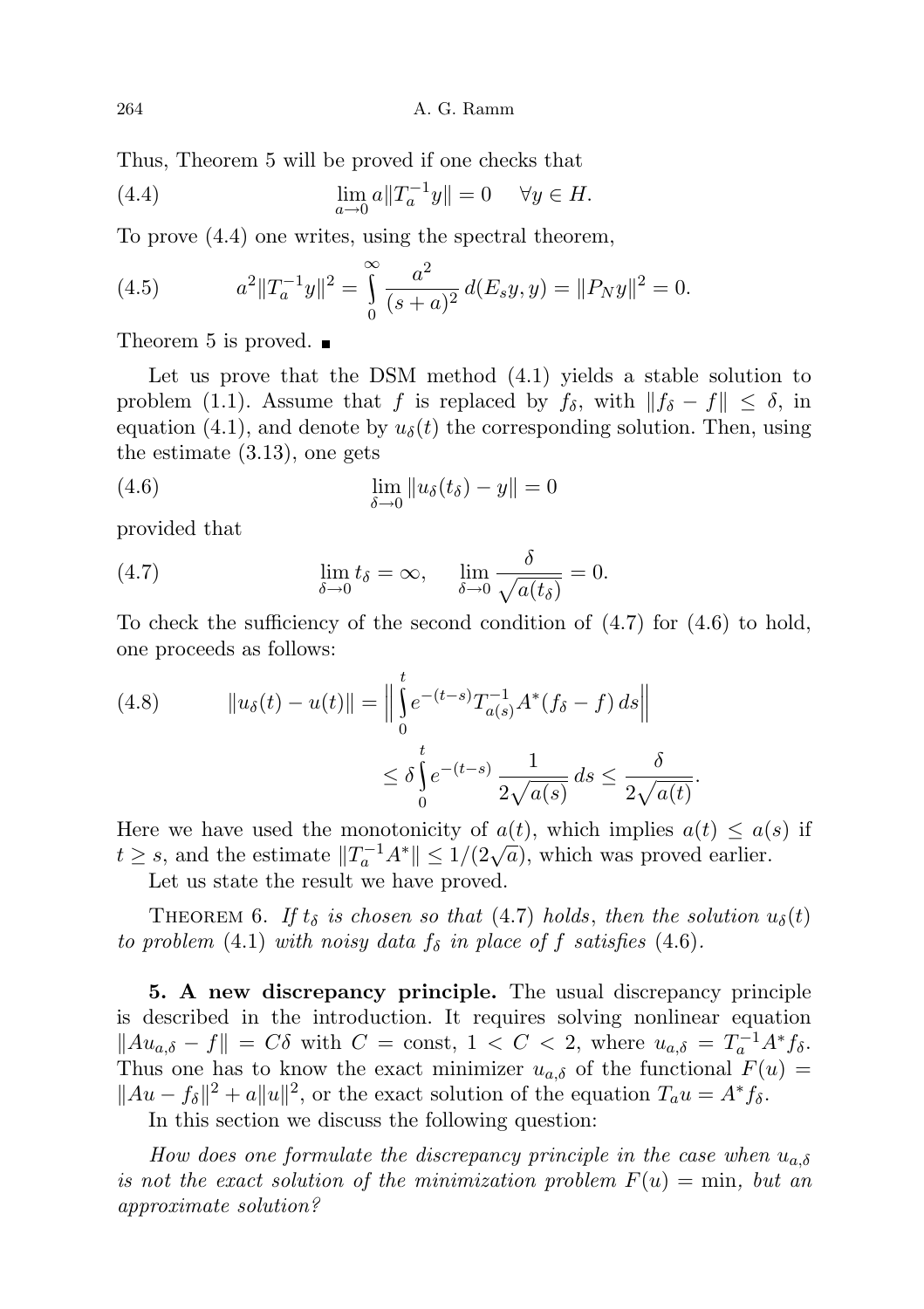Thus, Theorem 5 will be proved if one checks that

$$\lim_{a\to 0} a\|T_a^{-1}y\| = 0 \quad \forall y \in H. \tag{4.4}$$

To prove (4.4) one writes, using the spectral theorem,

$$a^2\|T_a^{-1}y\|^2 = \int_0^\infty \frac{a^2}{(s+a)^2}\, d(E_s y, y) = \|P_N y\|^2 = 0. \tag{4.5}$$

Theorem 5 is proved. ∎

Let us prove that the DSM method (4.1) yields a stable solution to problem (1.1). Assume that $f$ is replaced by $f_\delta$, with $\|f_\delta - f\| \le \delta$, in equation (4.1), and denote by $u_\delta(t)$ the corresponding solution. Then, using the estimate (3.13), one gets

$$\lim_{\delta\to 0} \|u_\delta(t_\delta) - y\| = 0 \tag{4.6}$$

provided that

$$\lim_{\delta\to 0} t_\delta = \infty, \qquad \lim_{\delta\to 0} \frac{\delta}{\sqrt{a(t_\delta)}} = 0. \tag{4.7}$$

To check the sufficiency of the second condition of (4.7) for (4.6) to hold, one proceeds as follows:

$$\begin{aligned} \|u_\delta(t) - u(t)\| &= \Big\| \int_0^t e^{-(t-s)} T_{a(s)}^{-1} A^*(f_\delta - f)\, ds \Big\| \\ &\le \delta \int_0^t e^{-(t-s)} \frac{1}{2\sqrt{a(s)}}\, ds \le \frac{\delta}{2\sqrt{a(t)}}. \end{aligned} \tag{4.8}$$

Here we have used the monotonicity of $a(t)$, which implies $a(t) \le a(s)$ if $t \ge s$, and the estimate $\|T_a^{-1}A^*\| \le 1/(2\sqrt{a})$, which was proved earlier.

Let us state the result we have proved.

THEOREM 6. *If $t_\delta$ is chosen so that* (4.7) *holds*, *then the solution $u_\delta(t)$ to problem* (4.1) *with noisy data $f_\delta$ in place of $f$ satisfies* (4.6).

**5. A new discrepancy principle.** The usual discrepancy principle is described in the introduction. It requires solving nonlinear equation $\|Au_{a,\delta} - f\| = C\delta$ with $C = \text{const}$, $1 < C < 2$, where $u_{a,\delta} = T_a^{-1}A^*f_\delta$. Thus one has to know the exact minimizer $u_{a,\delta}$ of the functional $F(u) = \|Au - f_\delta\|^2 + a\|u\|^2$, or the exact solution of the equation $T_a u = A^* f_\delta$.

In this section we discuss the following question:

*How does one formulate the discrepancy principle in the case when $u_{a,\delta}$ is not the exact solution of the minimization problem $F(u) = \min$, but an approximate solution?*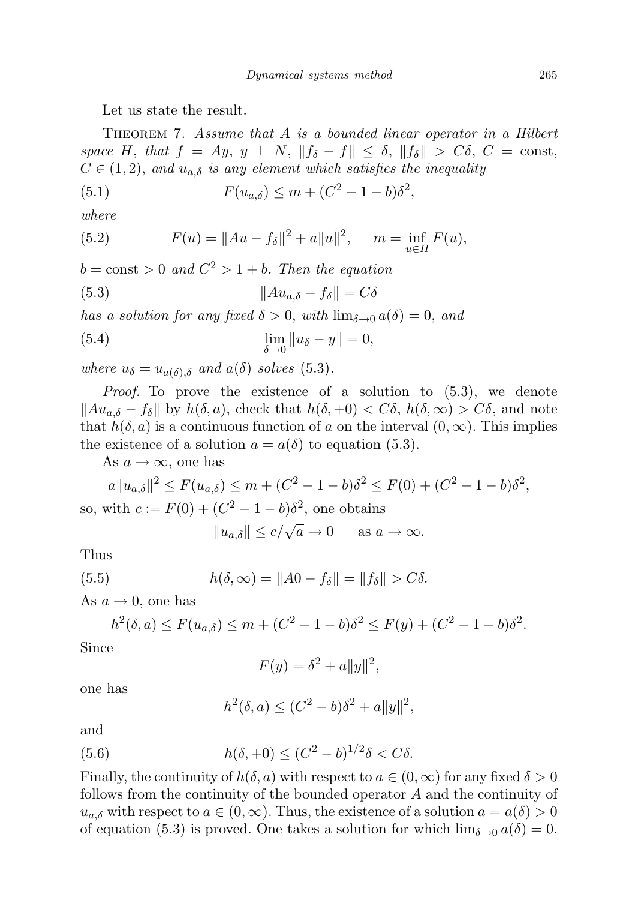Let us state the result.

Theorem 7. *Assume that $A$ is a bounded linear operator in a Hilbert space $H$, that $f = Ay$, $y \perp N$, $\|f_\delta - f\| \le \delta$, $\|f_\delta\| > C\delta$, $C = \text{const}$, $C \in (1,2)$, and $u_{a,\delta}$ is any element which satisfies the inequality*

$$F(u_{a,\delta}) \le m + (C^2 - 1 - b)\delta^2, \tag{5.1}$$

*where*

$$F(u) = \|Au - f_\delta\|^2 + a\|u\|^2, \qquad m = \inf_{u \in H} F(u), \tag{5.2}$$

*$b = \text{const} > 0$ and $C^2 > 1 + b$. Then the equation*

$$\|Au_{a,\delta} - f_\delta\| = C\delta \tag{5.3}$$

*has a solution for any fixed $\delta > 0$, with $\lim_{\delta\to 0} a(\delta) = 0$, and*

$$\lim_{\delta \to 0} \|u_\delta - y\| = 0, \tag{5.4}$$

*where $u_\delta = u_{a(\delta),\delta}$ and $a(\delta)$ solves (5.3).*

*Proof.* To prove the existence of a solution to (5.3), we denote $\|Au_{a,\delta} - f_\delta\|$ by $h(\delta, a)$, check that $h(\delta, +0) < C\delta$, $h(\delta, \infty) > C\delta$, and note that $h(\delta, a)$ is a continuous function of $a$ on the interval $(0, \infty)$. This implies the existence of a solution $a = a(\delta)$ to equation (5.3).

As $a \to \infty$, one has

$$a\|u_{a,\delta}\|^2 \le F(u_{a,\delta}) \le m + (C^2 - 1 - b)\delta^2 \le F(0) + (C^2 - 1 - b)\delta^2,$$

so, with $c := F(0) + (C^2 - 1 - b)\delta^2$, one obtains

$$\|u_{a,\delta}\| \le c/\sqrt{a} \to 0 \qquad \text{as } a \to \infty.$$

Thus

$$h(\delta, \infty) = \|A0 - f_\delta\| = \|f_\delta\| > C\delta. \tag{5.5}$$

As $a \to 0$, one has

$$h^2(\delta, a) \le F(u_{a,\delta}) \le m + (C^2 - 1 - b)\delta^2 \le F(y) + (C^2 - 1 - b)\delta^2.$$

Since

$$F(y) = \delta^2 + a\|y\|^2,$$

one has

$$h^2(\delta, a) \le (C^2 - b)\delta^2 + a\|y\|^2,$$

and

$$h(\delta, +0) \le (C^2 - b)^{1/2}\delta < C\delta. \tag{5.6}$$

Finally, the continuity of $h(\delta, a)$ with respect to $a \in (0, \infty)$ for any fixed $\delta > 0$ follows from the continuity of the bounded operator $A$ and the continuity of $u_{a,\delta}$ with respect to $a \in (0, \infty)$. Thus, the existence of a solution $a = a(\delta) > 0$ of equation (5.3) is proved. One takes a solution for which $\lim_{\delta\to 0} a(\delta) = 0$.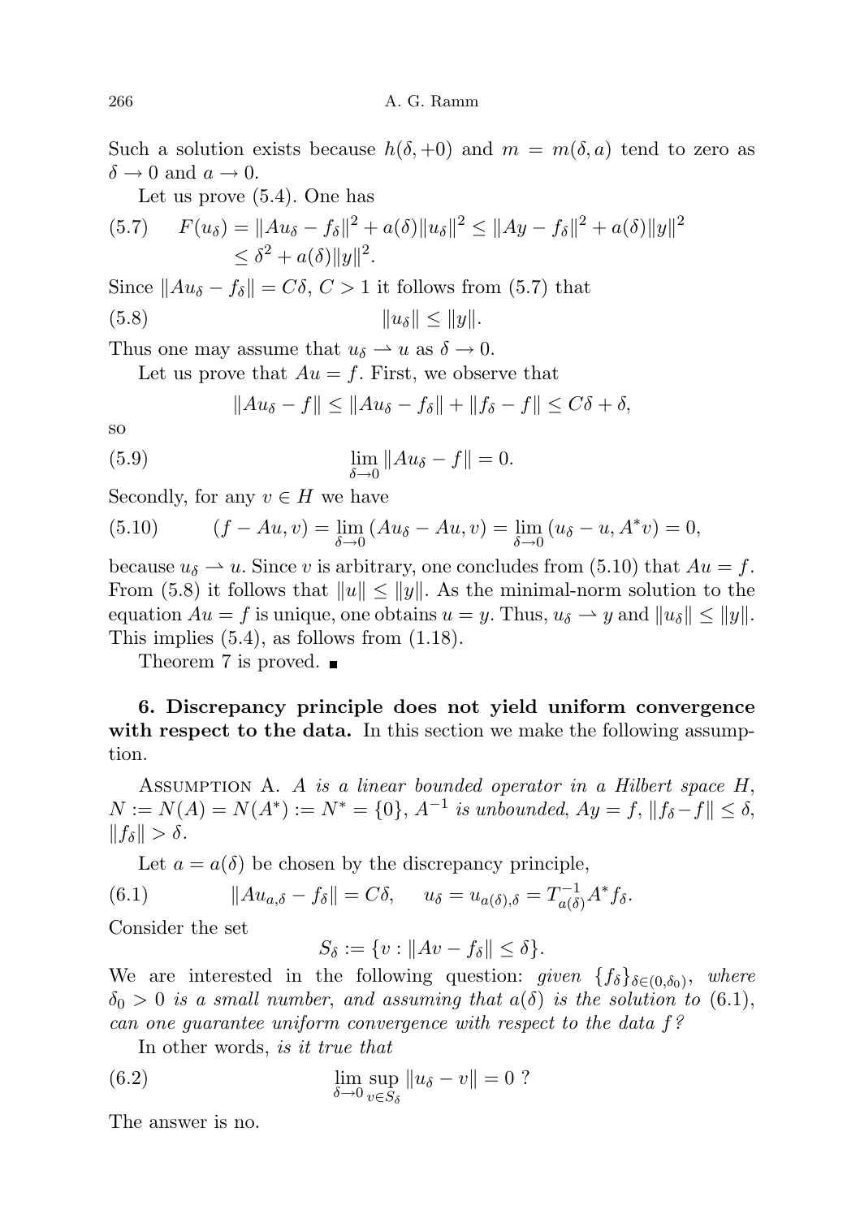Such a solution exists because $h(\delta, +0)$ and $m = m(\delta, a)$ tend to zero as $\delta \to 0$ and $a \to 0$.

Let us prove (5.4). One has

$$F(u_\delta) = \|Au_\delta - f_\delta\|^2 + a(\delta)\|u_\delta\|^2 \le \|Ay - f_\delta\|^2 + a(\delta)\|y\|^2 \le \delta^2 + a(\delta)\|y\|^2. \tag{5.7}$$

Since $\|Au_\delta - f_\delta\| = C\delta$, $C > 1$ it follows from (5.7) that

$$\|u_\delta\| \le \|y\|. \tag{5.8}$$

Thus one may assume that $u_\delta \rightharpoonup u$ as $\delta \to 0$.

Let us prove that $Au = f$. First, we observe that

$$\|Au_\delta - f\| \le \|Au_\delta - f_\delta\| + \|f_\delta - f\| \le C\delta + \delta,$$

so

$$\lim_{\delta \to 0} \|Au_\delta - f\| = 0. \tag{5.9}$$

Secondly, for any $v \in H$ we have

$$(f - Au, v) = \lim_{\delta \to 0} (Au_\delta - Au, v) = \lim_{\delta \to 0} (u_\delta - u, A^*v) = 0, \tag{5.10}$$

because $u_\delta \rightharpoonup u$. Since $v$ is arbitrary, one concludes from (5.10) that $Au = f$. From (5.8) it follows that $\|u\| \le \|y\|$. As the minimal-norm solution to the equation $Au = f$ is unique, one obtains $u = y$. Thus, $u_\delta \rightharpoonup y$ and $\|u_\delta\| \le \|y\|$. This implies (5.4), as follows from (1.18).

Theorem 7 is proved. ∎

**6. Discrepancy principle does not yield uniform convergence with respect to the data.** In this section we make the following assumption.

Assumption A. *$A$ is a linear bounded operator in a Hilbert space $H$, $N := N(A) = N(A^*) := N^* = \{0\}$, $A^{-1}$ is unbounded, $Ay = f$, $\|f_\delta - f\| \le \delta$, $\|f_\delta\| > \delta$.*

Let $a = a(\delta)$ be chosen by the discrepancy principle,

$$\|Au_{a,\delta} - f_\delta\| = C\delta, \qquad u_\delta = u_{a(\delta),\delta} = T^{-1}_{a(\delta)} A^* f_\delta. \tag{6.1}$$

Consider the set

$$S_\delta := \{v : \|Av - f_\delta\| \le \delta\}.$$

We are interested in the following question: *given $\{f_\delta\}_{\delta \in (0,\delta_0)}$, where $\delta_0 > 0$ is a small number, and assuming that $a(\delta)$ is the solution to* (6.1), *can one guarantee uniform convergence with respect to the data $f$?*

In other words, *is it true that*

$$\lim_{\delta \to 0} \sup_{v \in S_\delta} \|u_\delta - v\| = 0 \text{ ?} \tag{6.2}$$

The answer is no.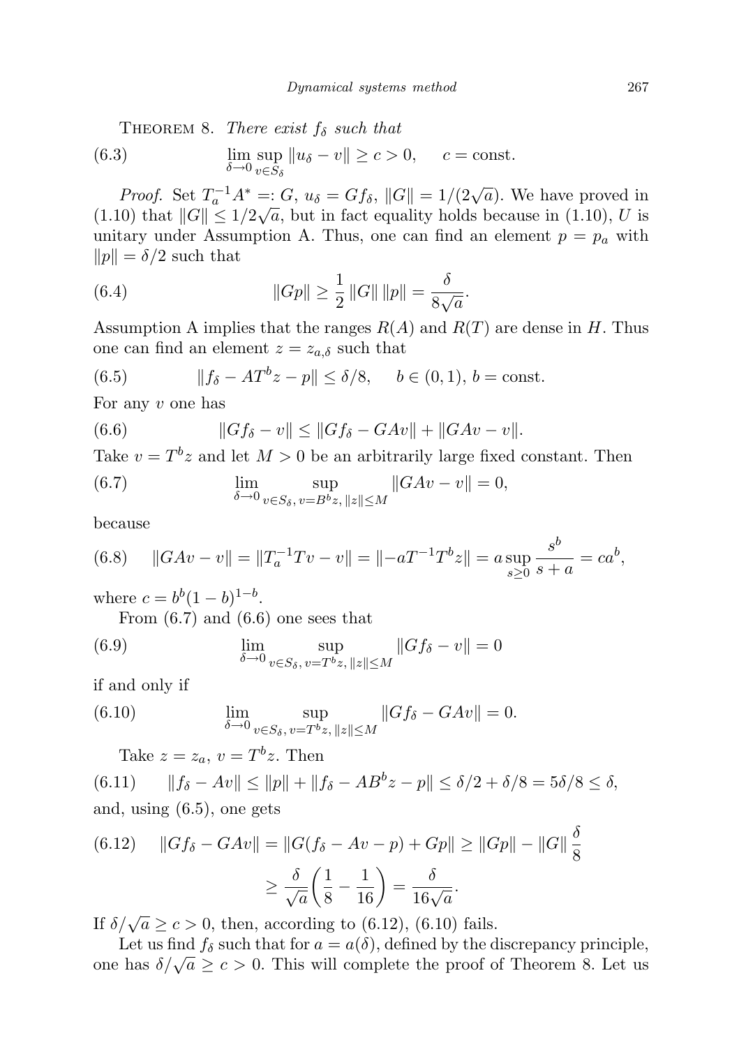Theorem 8. *There exist $f_\delta$ such that*

$$\lim_{\delta\to 0} \sup_{v\in S_\delta} \|u_\delta - v\| \geq c > 0, \quad c = \text{const.} \tag{6.3}$$

*Proof.* Set $T_a^{-1}A^* =: G$, $u_\delta = Gf_\delta$, $\|G\| = 1/(2\sqrt{a})$. We have proved in (1.10) that $\|G\| \leq 1/2\sqrt{a}$, but in fact equality holds because in (1.10), $U$ is unitary under Assumption A. Thus, one can find an element $p = p_a$ with $\|p\| = \delta/2$ such that

$$\|Gp\| \geq \frac{1}{2}\|G\|\,\|p\| = \frac{\delta}{8\sqrt{a}}. \tag{6.4}$$

Assumption A implies that the ranges $R(A)$ and $R(T)$ are dense in $H$. Thus one can find an element $z = z_{a,\delta}$ such that

$$\|f_\delta - AT^b z - p\| \leq \delta/8, \quad b \in (0,1),\ b = \text{const.} \tag{6.5}$$

For any $v$ one has

$$\|Gf_\delta - v\| \leq \|Gf_\delta - GAv\| + \|GAv - v\|. \tag{6.6}$$

Take $v = T^b z$ and let $M > 0$ be an arbitrarily large fixed constant. Then

$$\lim_{\delta\to 0} \sup_{v\in S_\delta,\, v=B^b z,\, \|z\|\leq M} \|GAv - v\| = 0, \tag{6.7}$$

because

$$\|GAv - v\| = \|T_a^{-1}Tv - v\| = \|-aT^{-1}T^b z\| = a\sup_{s\geq 0} \frac{s^b}{s+a} = ca^b, \tag{6.8}$$

where $c = b^b(1-b)^{1-b}$.

From (6.7) and (6.6) one sees that

$$\lim_{\delta\to 0} \sup_{v\in S_\delta,\, v=T^b z,\, \|z\|\leq M} \|Gf_\delta - v\| = 0 \tag{6.9}$$

if and only if

$$\lim_{\delta\to 0} \sup_{v\in S_\delta,\, v=T^b z,\, \|z\|\leq M} \|Gf_\delta - GAv\| = 0. \tag{6.10}$$

Take $z = z_a$, $v = T^b z$. Then

$$\|f_\delta - Av\| \leq \|p\| + \|f_\delta - AB^b z - p\| \leq \delta/2 + \delta/8 = 5\delta/8 \leq \delta, \tag{6.11}$$

and, using (6.5), one gets

$$\begin{aligned}\|Gf_\delta - GAv\| &= \|G(f_\delta - Av - p) + Gp\| \geq \|Gp\| - \|G\|\frac{\delta}{8} \\ &\geq \frac{\delta}{\sqrt{a}}\left(\frac{1}{8} - \frac{1}{16}\right) = \frac{\delta}{16\sqrt{a}}.\end{aligned} \tag{6.12}$$

If $\delta/\sqrt{a} \geq c > 0$, then, according to (6.12), (6.10) fails.

Let us find $f_\delta$ such that for $a = a(\delta)$, defined by the discrepancy principle, one has $\delta/\sqrt{a} \geq c > 0$. This will complete the proof of Theorem 8. Let us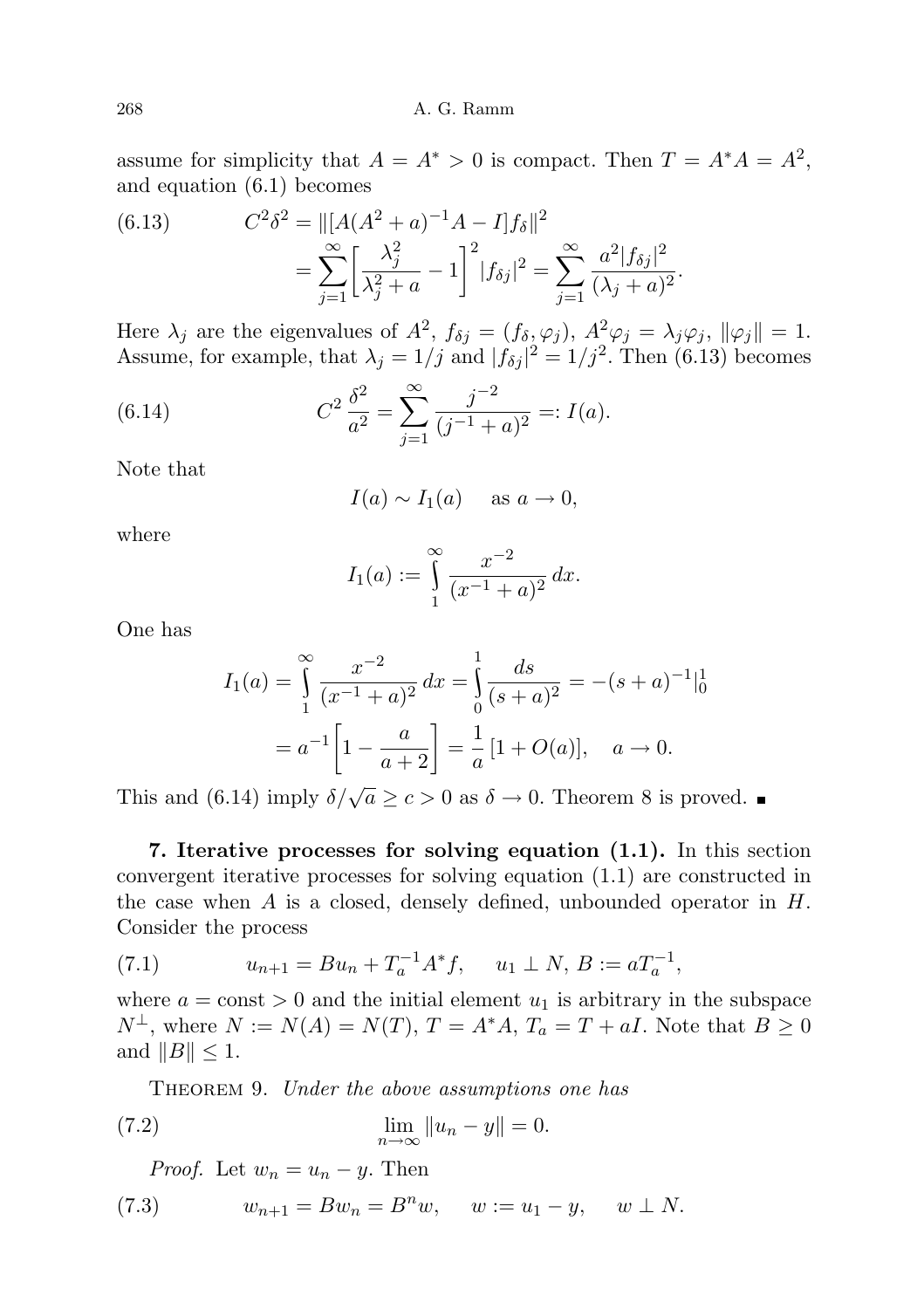assume for simplicity that $A = A^* > 0$ is compact. Then $T = A^*A = A^2$, and equation (6.1) becomes

$$C^2\delta^2 = \|[A(A^2+a)^{-1}A - I]f_\delta\|^2 = \sum_{j=1}^{\infty}\left[\frac{\lambda_j^2}{\lambda_j^2+a} - 1\right]^2 |f_{\delta j}|^2 = \sum_{j=1}^{\infty}\frac{a^2|f_{\delta j}|^2}{(\lambda_j+a)^2}. \tag{6.13}$$

Here $\lambda_j$ are the eigenvalues of $A^2$, $f_{\delta j} = (f_\delta, \varphi_j)$, $A^2\varphi_j = \lambda_j\varphi_j$, $\|\varphi_j\| = 1$. Assume, for example, that $\lambda_j = 1/j$ and $|f_{\delta j}|^2 = 1/j^2$. Then (6.13) becomes

$$C^2\frac{\delta^2}{a^2} = \sum_{j=1}^{\infty}\frac{j^{-2}}{(j^{-1}+a)^2} =: I(a). \tag{6.14}$$

Note that

$$I(a) \sim I_1(a) \quad \text{as } a \to 0,$$

where

$$I_1(a) := \int_1^\infty \frac{x^{-2}}{(x^{-1}+a)^2}\,dx.$$

One has

$$I_1(a) = \int_1^\infty \frac{x^{-2}}{(x^{-1}+a)^2}\,dx = \int_0^1 \frac{ds}{(s+a)^2} = -(s+a)^{-1}|_0^1 = a^{-1}\left[1 - \frac{a}{a+2}\right] = \frac{1}{a}\,[1+O(a)], \quad a \to 0.$$

This and (6.14) imply $\delta/\sqrt{a} \geq c > 0$ as $\delta \to 0$. Theorem 8 is proved. ∎

**7. Iterative processes for solving equation (1.1).** In this section convergent iterative processes for solving equation (1.1) are constructed in the case when $A$ is a closed, densely defined, unbounded operator in $H$. Consider the process

$$u_{n+1} = Bu_n + T_a^{-1}A^*f, \quad u_1 \perp N,\ B := aT_a^{-1}, \tag{7.1}$$

where $a = \text{const} > 0$ and the initial element $u_1$ is arbitrary in the subspace $N^\perp$, where $N := N(A) = N(T)$, $T = A^*A$, $T_a = T + aI$. Note that $B \geq 0$ and $\|B\| \leq 1$.

THEOREM 9. *Under the above assumptions one has*

$$\lim_{n\to\infty}\|u_n - y\| = 0. \tag{7.2}$$

*Proof.* Let $w_n = u_n - y$. Then

$$w_{n+1} = Bw_n = B^n w, \quad w := u_1 - y, \quad w \perp N. \tag{7.3}$$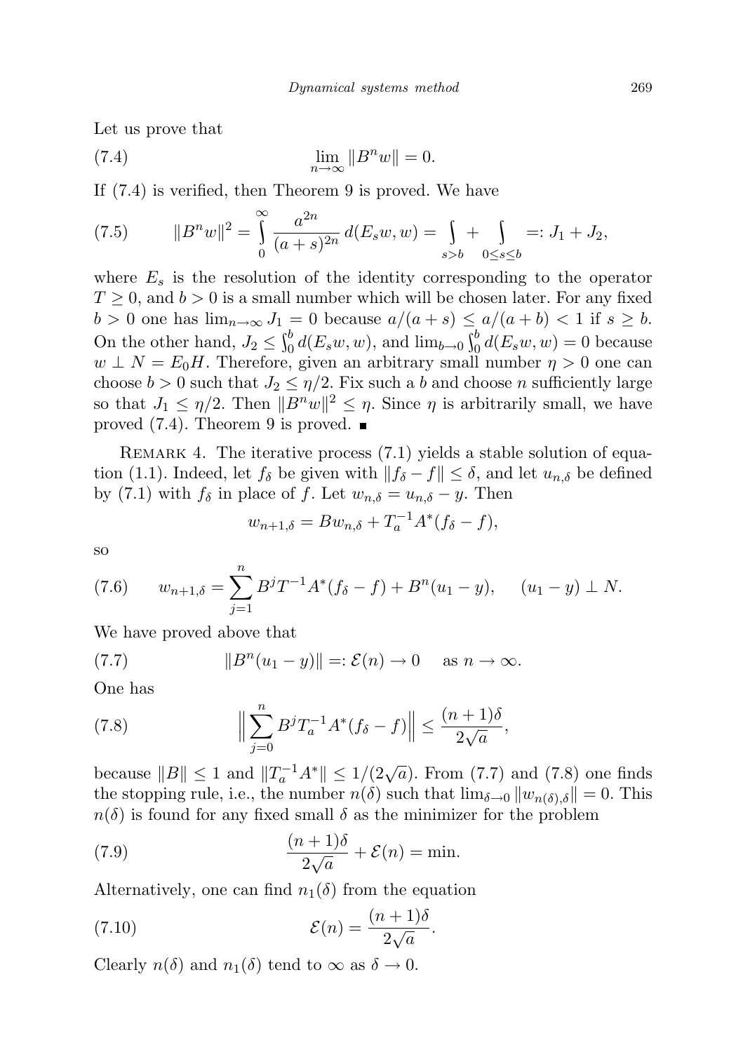Let us prove that

$$\lim_{n\to\infty} \|B^n w\| = 0. \tag{7.4}$$

If (7.4) is verified, then Theorem 9 is proved. We have

$$\|B^n w\|^2 = \int_0^\infty \frac{a^{2n}}{(a+s)^{2n}}\, d(E_s w, w) = \int_{s>b} + \int_{0\le s\le b} =: J_1 + J_2, \tag{7.5}$$

where $E_s$ is the resolution of the identity corresponding to the operator $T \ge 0$, and $b > 0$ is a small number which will be chosen later. For any fixed $b > 0$ one has $\lim_{n\to\infty} J_1 = 0$ because $a/(a+s) \le a/(a+b) < 1$ if $s \ge b$. On the other hand, $J_2 \le \int_0^b d(E_s w, w)$, and $\lim_{b\to 0} \int_0^b d(E_s w, w) = 0$ because $w \perp N = E_0 H$. Therefore, given an arbitrary small number $\eta > 0$ one can choose $b > 0$ such that $J_2 \le \eta/2$. Fix such a $b$ and choose $n$ sufficiently large so that $J_1 \le \eta/2$. Then $\|B^n w\|^2 \le \eta$. Since $\eta$ is arbitrarily small, we have proved (7.4). Theorem 9 is proved. ∎

Remark 4. The iterative process (7.1) yields a stable solution of equation (1.1). Indeed, let $f_\delta$ be given with $\|f_\delta - f\| \le \delta$, and let $u_{n,\delta}$ be defined by (7.1) with $f_\delta$ in place of $f$. Let $w_{n,\delta} = u_{n,\delta} - y$. Then

$$w_{n+1,\delta} = Bw_{n,\delta} + T_a^{-1} A^*(f_\delta - f),$$

so

$$w_{n+1,\delta} = \sum_{j=1}^{n} B^j T^{-1} A^*(f_\delta - f) + B^n(u_1 - y), \qquad (u_1 - y) \perp N. \tag{7.6}$$

We have proved above that

$$\|B^n(u_1 - y)\| =: \mathcal{E}(n) \to 0 \quad \text{ as } n \to \infty. \tag{7.7}$$

One has

$$\Big\| \sum_{j=0}^{n} B^j T_a^{-1} A^*(f_\delta - f) \Big\| \le \frac{(n+1)\delta}{2\sqrt{a}}, \tag{7.8}$$

because $\|B\| \le 1$ and $\|T_a^{-1} A^*\| \le 1/(2\sqrt{a})$. From (7.7) and (7.8) one finds the stopping rule, i.e., the number $n(\delta)$ such that $\lim_{\delta\to 0} \|w_{n(\delta),\delta}\| = 0$. This $n(\delta)$ is found for any fixed small $\delta$ as the minimizer for the problem

$$\frac{(n+1)\delta}{2\sqrt{a}} + \mathcal{E}(n) = \min. \tag{7.9}$$

Alternatively, one can find $n_1(\delta)$ from the equation

$$\mathcal{E}(n) = \frac{(n+1)\delta}{2\sqrt{a}}. \tag{7.10}$$

Clearly $n(\delta)$ and $n_1(\delta)$ tend to $\infty$ as $\delta \to 0$.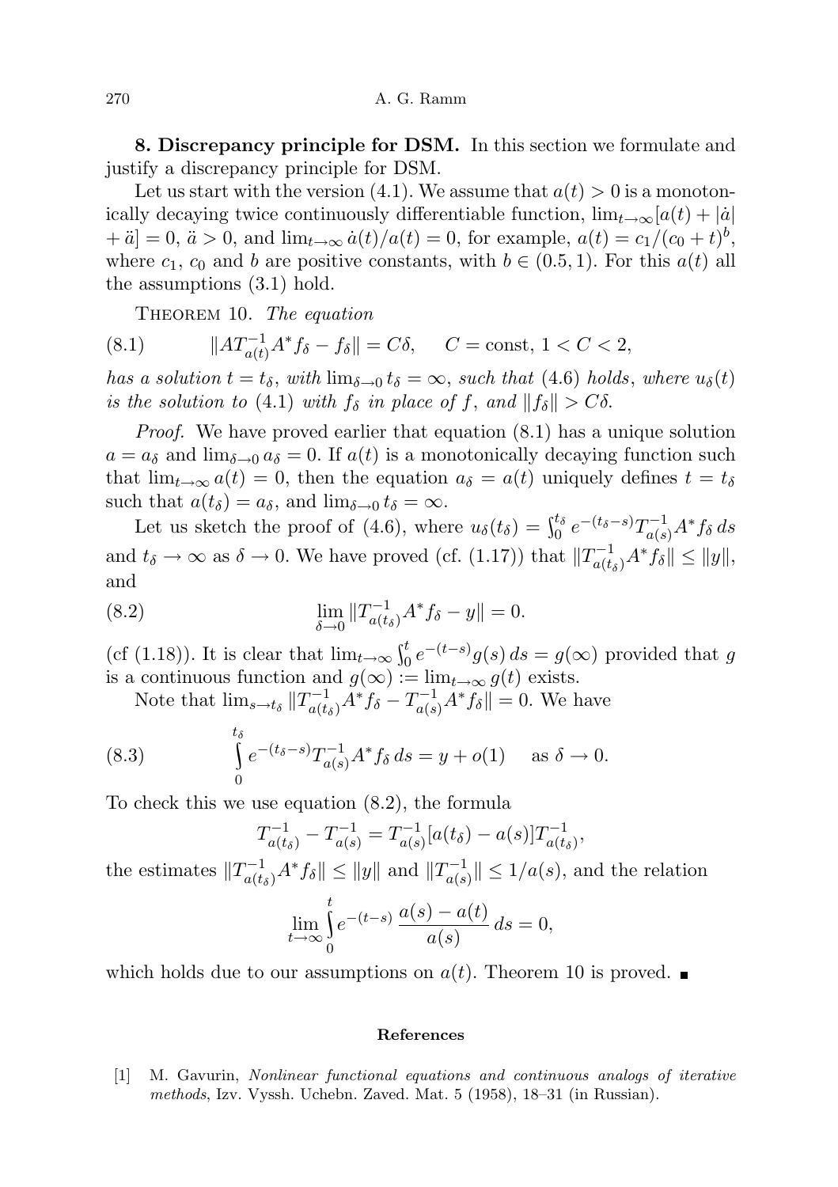**8. Discrepancy principle for DSM.** In this section we formulate and justify a discrepancy principle for DSM.

Let us start with the version (4.1). We assume that $a(t) > 0$ is a monotonically decaying twice continuously differentiable function, $\lim_{t\to\infty}[a(t) + |\dot{a}| + \ddot{a}] = 0$, $\ddot{a} > 0$, and $\lim_{t\to\infty} \dot{a}(t)/a(t) = 0$, for example, $a(t) = c_1/(c_0 + t)^b$, where $c_1$, $c_0$ and $b$ are positive constants, with $b \in (0.5, 1)$. For this $a(t)$ all the assumptions (3.1) hold.

Theorem 10. *The equation*

$$\|AT_{a(t)}^{-1}A^* f_\delta - f_\delta\| = C\delta, \qquad C = \text{const},\ 1 < C < 2, \tag{8.1}$$

*has a solution $t = t_\delta$, with $\lim_{\delta\to 0} t_\delta = \infty$, such that (4.6) holds, where $u_\delta(t)$ is the solution to (4.1) with $f_\delta$ in place of $f$, and $\|f_\delta\| > C\delta$.*

*Proof.* We have proved earlier that equation (8.1) has a unique solution $a = a_\delta$ and $\lim_{\delta\to 0} a_\delta = 0$. If $a(t)$ is a monotonically decaying function such that $\lim_{t\to\infty} a(t) = 0$, then the equation $a_\delta = a(t)$ uniquely defines $t = t_\delta$ such that $a(t_\delta) = a_\delta$, and $\lim_{\delta\to 0} t_\delta = \infty$.

Let us sketch the proof of (4.6), where $u_\delta(t_\delta) = \int_0^{t_\delta} e^{-(t_\delta - s)} T_{a(s)}^{-1} A^* f_\delta\, ds$ and $t_\delta \to \infty$ as $\delta \to 0$. We have proved (cf. (1.17)) that $\|T_{a(t_\delta)}^{-1} A^* f_\delta\| \le \|y\|$, and

$$\lim_{\delta\to 0} \|T_{a(t_\delta)}^{-1} A^* f_\delta - y\| = 0. \tag{8.2}$$

(cf (1.18)). It is clear that $\lim_{t\to\infty} \int_0^t e^{-(t-s)} g(s)\, ds = g(\infty)$ provided that $g$ is a continuous function and $g(\infty) := \lim_{t\to\infty} g(t)$ exists.

Note that $\lim_{s\to t_\delta} \|T_{a(t_\delta)}^{-1} A^* f_\delta - T_{a(s)}^{-1} A^* f_\delta\| = 0$. We have

$$\int_0^{t_\delta} e^{-(t_\delta - s)} T_{a(s)}^{-1} A^* f_\delta\, ds = y + o(1) \quad \text{ as } \delta \to 0. \tag{8.3}$$

To check this we use equation (8.2), the formula

$$T_{a(t_\delta)}^{-1} - T_{a(s)}^{-1} = T_{a(s)}^{-1}[a(t_\delta) - a(s)] T_{a(t_\delta)}^{-1},$$

the estimates $\|T_{a(t_\delta)}^{-1} A^* f_\delta\| \le \|y\|$ and $\|T_{a(s)}^{-1}\| \le 1/a(s)$, and the relation

$$\lim_{t\to\infty} \int_0^t e^{-(t-s)} \frac{a(s) - a(t)}{a(s)}\, ds = 0,$$

which holds due to our assumptions on $a(t)$. Theorem 10 is proved. ∎

### References

[1] M. Gavurin, *Nonlinear functional equations and continuous analogs of iterative methods*, Izv. Vyssh. Uchebn. Zaved. Mat. 5 (1958), 18–31 (in Russian).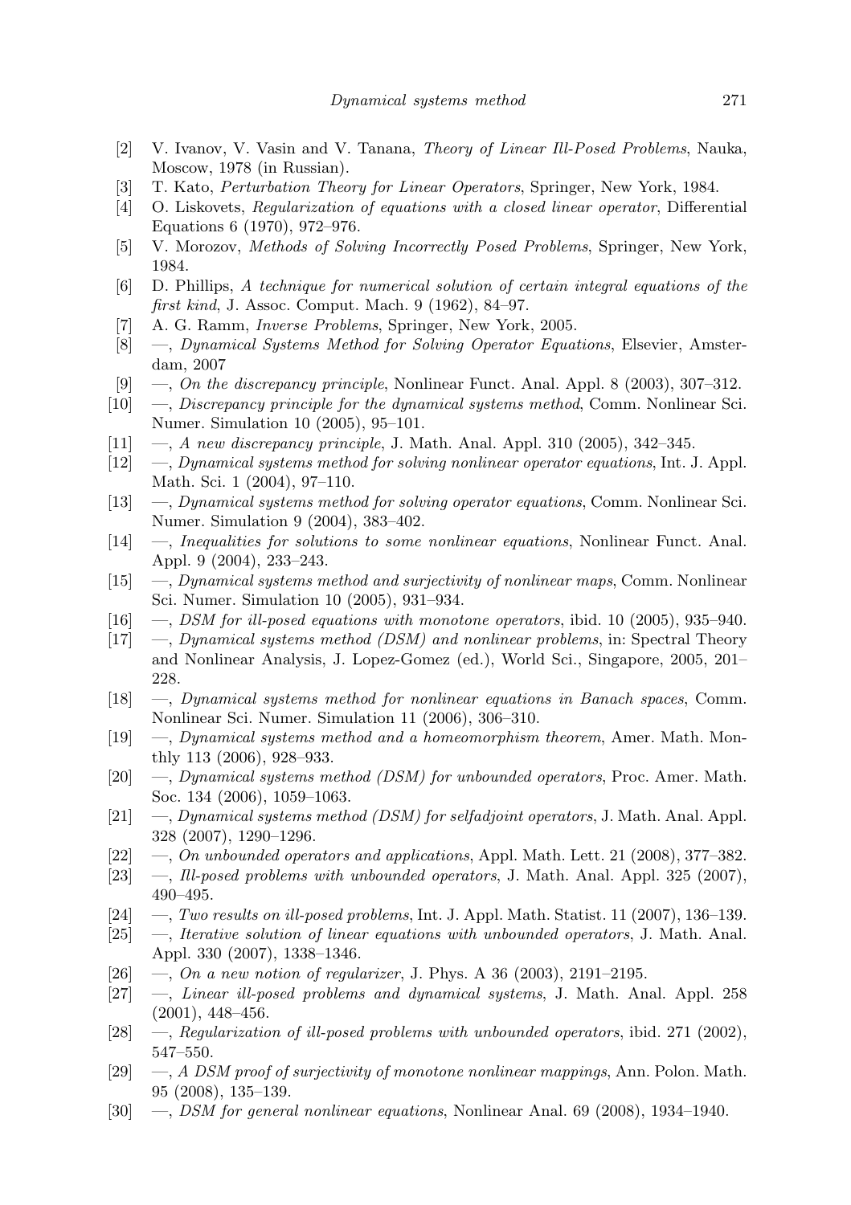[2] V. Ivanov, V. Vasin and V. Tanana, *Theory of Linear Ill-Posed Problems*, Nauka, Moscow, 1978 (in Russian).

[3] T. Kato, *Perturbation Theory for Linear Operators*, Springer, New York, 1984.

[4] O. Liskovets, *Regularization of equations with a closed linear operator*, Differential Equations 6 (1970), 972–976.

[5] V. Morozov, *Methods of Solving Incorrectly Posed Problems*, Springer, New York, 1984.

[6] D. Phillips, *A technique for numerical solution of certain integral equations of the first kind*, J. Assoc. Comput. Mach. 9 (1962), 84–97.

[7] A. G. Ramm, *Inverse Problems*, Springer, New York, 2005.

[8] —, *Dynamical Systems Method for Solving Operator Equations*, Elsevier, Amsterdam, 2007

[9] —, *On the discrepancy principle*, Nonlinear Funct. Anal. Appl. 8 (2003), 307–312.

[10] —, *Discrepancy principle for the dynamical systems method*, Comm. Nonlinear Sci. Numer. Simulation 10 (2005), 95–101.

[11] —, *A new discrepancy principle*, J. Math. Anal. Appl. 310 (2005), 342–345.

[12] —, *Dynamical systems method for solving nonlinear operator equations*, Int. J. Appl. Math. Sci. 1 (2004), 97–110.

[13] —, *Dynamical systems method for solving operator equations*, Comm. Nonlinear Sci. Numer. Simulation 9 (2004), 383–402.

[14] —, *Inequalities for solutions to some nonlinear equations*, Nonlinear Funct. Anal. Appl. 9 (2004), 233–243.

[15] —, *Dynamical systems method and surjectivity of nonlinear maps*, Comm. Nonlinear Sci. Numer. Simulation 10 (2005), 931–934.

[16] —, *DSM for ill-posed equations with monotone operators*, ibid. 10 (2005), 935–940.

[17] —, *Dynamical systems method (DSM) and nonlinear problems*, in: Spectral Theory and Nonlinear Analysis, J. Lopez-Gomez (ed.), World Sci., Singapore, 2005, 201–228.

[18] —, *Dynamical systems method for nonlinear equations in Banach spaces*, Comm. Nonlinear Sci. Numer. Simulation 11 (2006), 306–310.

[19] —, *Dynamical systems method and a homeomorphism theorem*, Amer. Math. Monthly 113 (2006), 928–933.

[20] —, *Dynamical systems method (DSM) for unbounded operators*, Proc. Amer. Math. Soc. 134 (2006), 1059–1063.

[21] —, *Dynamical systems method (DSM) for selfadjoint operators*, J. Math. Anal. Appl. 328 (2007), 1290–1296.

[22] —, *On unbounded operators and applications*, Appl. Math. Lett. 21 (2008), 377–382.

[23] —, *Ill-posed problems with unbounded operators*, J. Math. Anal. Appl. 325 (2007), 490–495.

[24] —, *Two results on ill-posed problems*, Int. J. Appl. Math. Statist. 11 (2007), 136–139.

[25] —, *Iterative solution of linear equations with unbounded operators*, J. Math. Anal. Appl. 330 (2007), 1338–1346.

[26] —, *On a new notion of regularizer*, J. Phys. A 36 (2003), 2191–2195.

[27] —, *Linear ill-posed problems and dynamical systems*, J. Math. Anal. Appl. 258 (2001), 448–456.

[28] —, *Regularization of ill-posed problems with unbounded operators*, ibid. 271 (2002), 547–550.

[29] —, *A DSM proof of surjectivity of monotone nonlinear mappings*, Ann. Polon. Math. 95 (2008), 135–139.

[30] —, *DSM for general nonlinear equations*, Nonlinear Anal. 69 (2008), 1934–1940.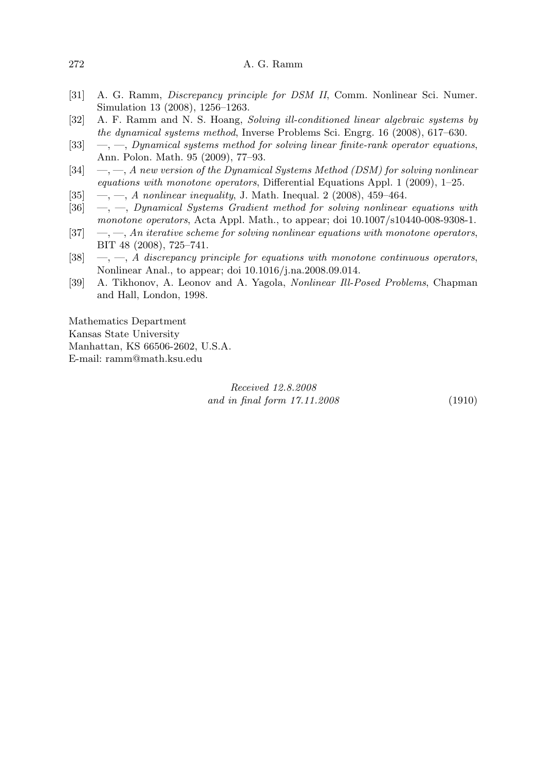[31] A. G. Ramm, *Discrepancy principle for DSM II*, Comm. Nonlinear Sci. Numer. Simulation 13 (2008), 1256–1263.

[32] A. F. Ramm and N. S. Hoang, *Solving ill-conditioned linear algebraic systems by the dynamical systems method*, Inverse Problems Sci. Engrg. 16 (2008), 617–630.

[33] —, —, *Dynamical systems method for solving linear finite-rank operator equations*, Ann. Polon. Math. 95 (2009), 77–93.

[34] —, —, *A new version of the Dynamical Systems Method (DSM) for solving nonlinear equations with monotone operators*, Differential Equations Appl. 1 (2009), 1–25.

[35] —, —, *A nonlinear inequality*, J. Math. Inequal. 2 (2008), 459–464.

[36] —, —, *Dynamical Systems Gradient method for solving nonlinear equations with monotone operators*, Acta Appl. Math., to appear; doi 10.1007/s10440-008-9308-1.

[37] —, —, *An iterative scheme for solving nonlinear equations with monotone operators*, BIT 48 (2008), 725–741.

[38] —, —, *A discrepancy principle for equations with monotone continuous operators*, Nonlinear Anal., to appear; doi 10.1016/j.na.2008.09.014.

[39] A. Tikhonov, A. Leonov and A. Yagola, *Nonlinear Ill-Posed Problems*, Chapman and Hall, London, 1998.

Mathematics Department
Kansas State University
Manhattan, KS 66506-2602, U.S.A.
E-mail: ramm@math.ksu.edu

*Received 12.8.2008*
*and in final form 17.11.2008* (1910)